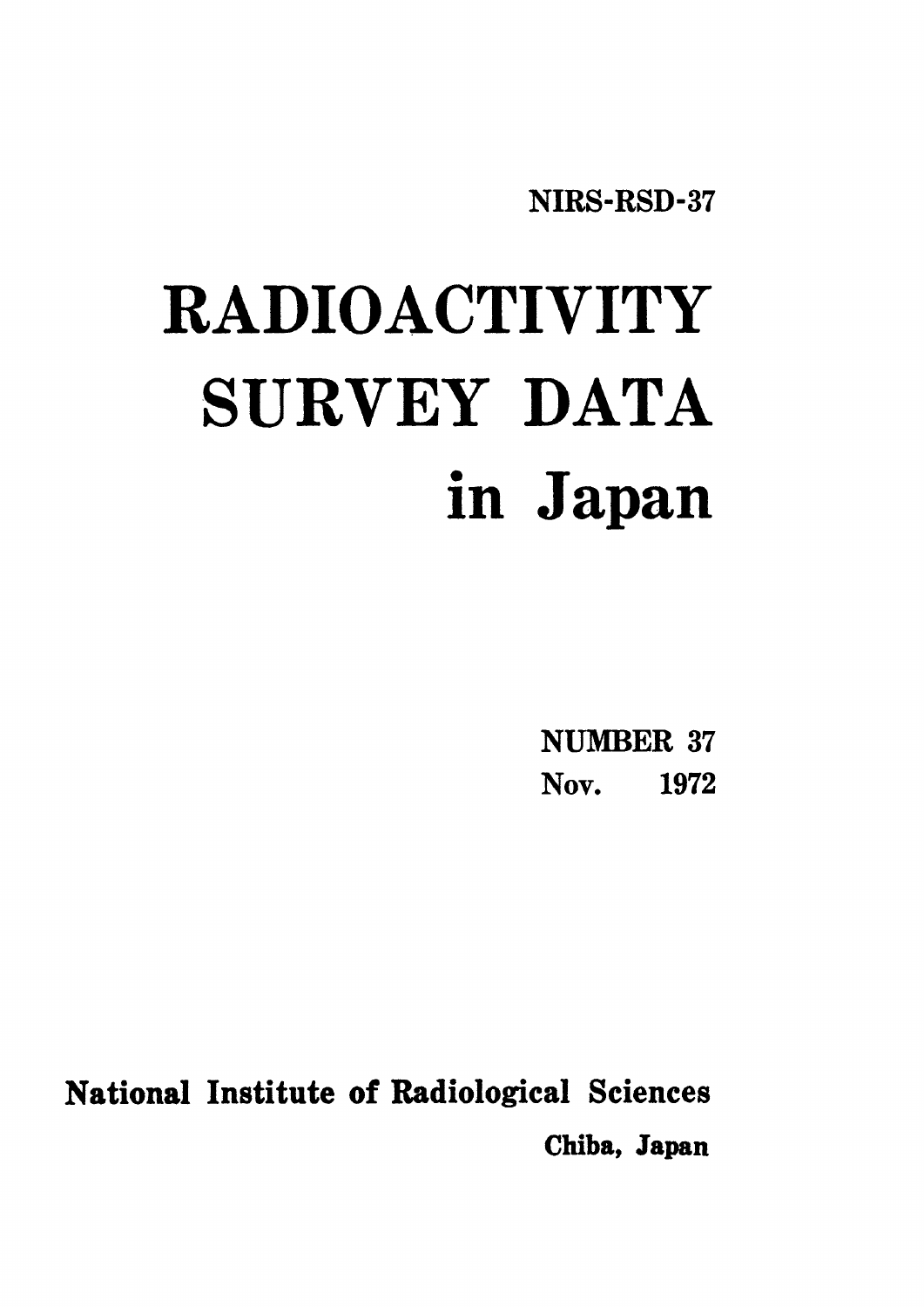NIRS-RSD-37

# RADIOACTIVITY SURVEY DATA in Japan

NUMBER 37
Nov. 1972

National Institute of Radiological Sciences
Chiba, Japan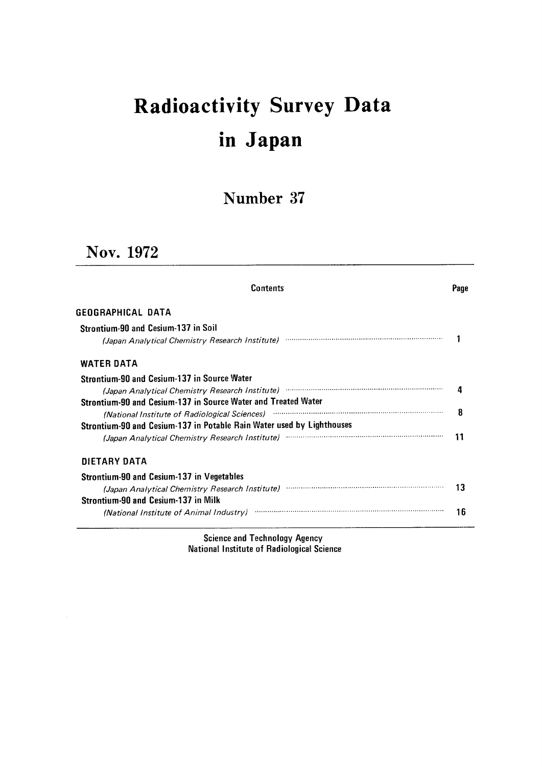# Radioactivity Survey Data in Japan

## Number 37

## Nov. 1972

| Contents | Page |
|---|---|
| **GEOGRAPHICAL DATA** | |
| **Strontium-90 and Cesium-137 in Soil** | |
| *(Japan Analytical Chemistry Research Institute)* | 1 |
| **WATER DATA** | |
| **Strontium-90 and Cesium-137 in Source Water** | |
| *(Japan Analytical Chemistry Research Institute)* | 4 |
| **Strontium-90 and Cesium-137 in Source Water and Treated Water** | |
| *(National Institute of Radiological Sciences)* | 8 |
| **Strontium-90 and Cesium-137 in Potable Rain Water used by Lighthouses** | |
| *(Japan Analytical Chemistry Research Institute)* | 11 |
| **DIETARY DATA** | |
| **Strontium-90 and Cesium-137 in Vegetables** | |
| *(Japan Analytical Chemistry Research Institute)* | 13 |
| **Strontium-90 and Cesium-137 in Milk** | |
| *(National Institute of Animal Industry)* | 16 |

Science and Technology Agency
National Institute of Radiological Science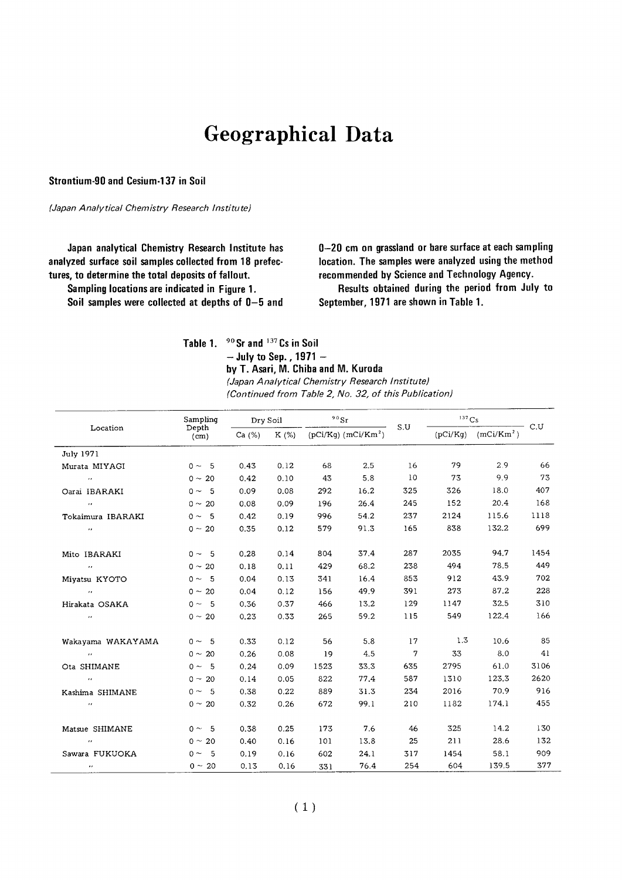# Geographical Data

### Strontium-90 and Cesium-137 in Soil

*(Japan Analytical Chemistry Research Institute)*

**Japan analytical Chemistry Research Institute has analyzed surface soil samples collected from 18 prefectures, to determine the total deposits of fallout.**

**Sampling locations are indicated in Figure 1.**

**Soil samples were collected at depths of 0–5 and 0–20 cm on grassland or bare surface at each sampling location. The samples were analyzed using the method recommended by Science and Technology Agency.**

**Results obtained during the period from July to September, 1971 are shown in Table 1.**

**Table 1.** $^{90}$**Sr and** $^{137}$**Cs in Soil**
**– July to Sep., 1971 –**
**by T. Asari, M. Chiba and M. Kuroda**
*(Japan Analytical Chemistry Research Institute)*
*(Continued from Table 2, No. 32, of this Publication)*

| Location | Sampling Depth (cm) | Dry Soil | | $^{90}$Sr | | S.U | $^{137}$Cs | | C.U |
|---|---|---|---|---|---|---|---|---|---|
| | | Ca (%) | K (%) | (pCi/Kg) | (mCi/Km$^2$) | | (pCi/Kg) | (mCi/Km$^2$) | |
| July 1971 | | | | | | | | | |
| Murata MIYAGI | 0 ~ 5 | 0.43 | 0.12 | 68 | 2.5 | 16 | 79 | 2.9 | 66 |
| 〃 | 0 ~ 20 | 0.42 | 0.10 | 43 | 5.8 | 10 | 73 | 9.9 | 73 |
| Oarai IBARAKI | 0 ~ 5 | 0.09 | 0.08 | 292 | 16.2 | 325 | 326 | 18.0 | 407 |
| 〃 | 0 ~ 20 | 0.08 | 0.09 | 196 | 26.4 | 245 | 152 | 20.4 | 168 |
| Tokaimura IBARAKI | 0 ~ 5 | 0.42 | 0.19 | 996 | 54.2 | 237 | 2124 | 115.6 | 1118 |
| 〃 | 0 ~ 20 | 0.35 | 0.12 | 579 | 91.3 | 165 | 838 | 132.2 | 699 |
| Mito IBARAKI | 0 ~ 5 | 0.28 | 0.14 | 804 | 37.4 | 287 | 2035 | 94.7 | 1454 |
| 〃 | 0 ~ 20 | 0.18 | 0.11 | 429 | 68.2 | 238 | 494 | 78.5 | 449 |
| Miyatsu KYOTO | 0 ~ 5 | 0.04 | 0.13 | 341 | 16.4 | 853 | 912 | 43.9 | 702 |
| 〃 | 0 ~ 20 | 0.04 | 0.12 | 156 | 49.9 | 391 | 273 | 87.2 | 228 |
| Hirakata OSAKA | 0 ~ 5 | 0.36 | 0.37 | 466 | 13.2 | 129 | 1147 | 32.5 | 310 |
| 〃 | 0 ~ 20 | 0.23 | 0.33 | 265 | 59.2 | 115 | 549 | 122.4 | 166 |
| Wakayama WAKAYAMA | 0 ~ 5 | 0.33 | 0.12 | 56 | 5.8 | 17 | 1.3 | 10.6 | 85 |
| 〃 | 0 ~ 20 | 0.26 | 0.08 | 19 | 4.5 | 7 | 33 | 8.0 | 41 |
| Ota SHIMANE | 0 ~ 5 | 0.24 | 0.09 | 1523 | 33.3 | 635 | 2795 | 61.0 | 3106 |
| 〃 | 0 ~ 20 | 0.14 | 0.05 | 822 | 77.4 | 587 | 1310 | 123.3 | 2620 |
| Kashima SHIMANE | 0 ~ 5 | 0.38 | 0.22 | 889 | 31.3 | 234 | 2016 | 70.9 | 916 |
| 〃 | 0 ~ 20 | 0.32 | 0.26 | 672 | 99.1 | 210 | 1182 | 174.1 | 455 |
| Matsue SHIMANE | 0 ~ 5 | 0.38 | 0.25 | 173 | 7.6 | 46 | 325 | 14.2 | 130 |
| 〃 | 0 ~ 20 | 0.40 | 0.16 | 101 | 13.8 | 25 | 211 | 28.6 | 132 |
| Sawara FUKUOKA | 0 ~ 5 | 0.19 | 0.16 | 602 | 24.1 | 317 | 1454 | 58.1 | 909 |
| 〃 | 0 ~ 20 | 0.13 | 0.16 | 331 | 76.4 | 254 | 604 | 139.5 | 377 |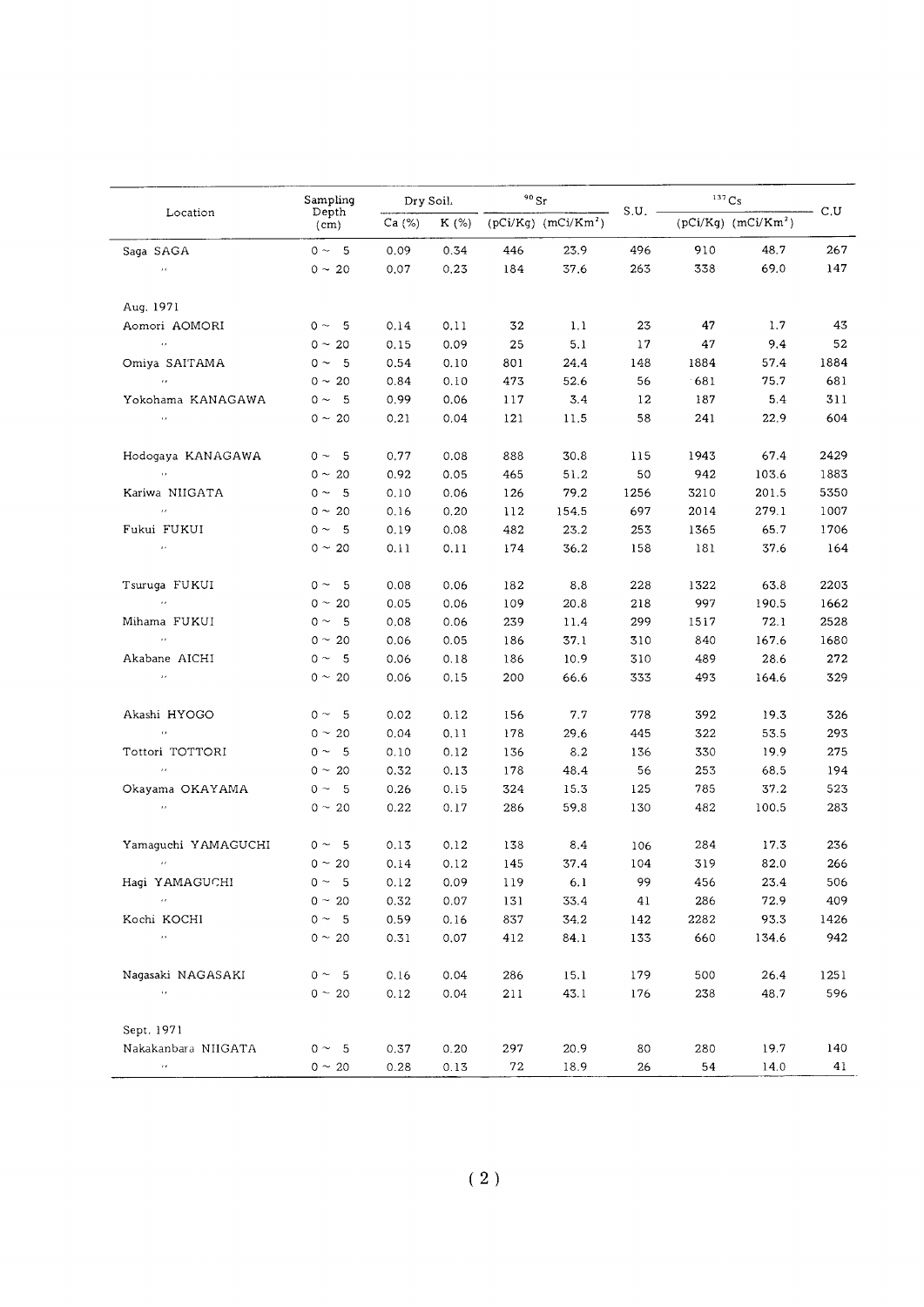| Location | Sampling Depth (cm) | Dry Soil. | | $^{90}Sr$ | | S.U. | $^{137}Cs$ | | C.U |
|---|---|---|---|---|---|---|---|---|---|
| | | Ca (%) | K (%) | (pCi/Kg) | (mCi/Km$^2$) | | (pCi/Kg) | (mCi/Km$^2$) | |
| Saga SAGA | 0 ~ 5 | 0.09 | 0.34 | 446 | 23.9 | 496 | 910 | 48.7 | 267 |
| 〃 | 0 ~ 20 | 0.07 | 0.23 | 184 | 37.6 | 263 | 338 | 69.0 | 147 |
| Aug. 1971 | | | | | | | | | |
| Aomori AOMORI | 0 ~ 5 | 0.14 | 0.11 | 32 | 1.1 | 23 | 47 | 1.7 | 43 |
| 〃 | 0 ~ 20 | 0.15 | 0.09 | 25 | 5.1 | 17 | 47 | 9.4 | 52 |
| Omiya SAITAMA | 0 ~ 5 | 0.54 | 0.10 | 801 | 24.4 | 148 | 1884 | 57.4 | 1884 |
| 〃 | 0 ~ 20 | 0.84 | 0.10 | 473 | 52.6 | 56 | 681 | 75.7 | 681 |
| Yokohama KANAGAWA | 0 ~ 5 | 0.99 | 0.06 | 117 | 3.4 | 12 | 187 | 5.4 | 311 |
| 〃 | 0 ~ 20 | 0.21 | 0.04 | 121 | 11.5 | 58 | 241 | 22.9 | 604 |
| Hodogaya KANAGAWA | 0 ~ 5 | 0.77 | 0.08 | 888 | 30.8 | 115 | 1943 | 67.4 | 2429 |
| 〃 | 0 ~ 20 | 0.92 | 0.05 | 465 | 51.2 | 50 | 942 | 103.6 | 1883 |
| Kariwa NIIGATA | 0 ~ 5 | 0.10 | 0.06 | 126 | 79.2 | 1256 | 3210 | 201.5 | 5350 |
| 〃 | 0 ~ 20 | 0.16 | 0.20 | 112 | 154.5 | 697 | 2014 | 279.1 | 1007 |
| Fukui FUKUI | 0 ~ 5 | 0.19 | 0.08 | 482 | 23.2 | 253 | 1365 | 65.7 | 1706 |
| 〃 | 0 ~ 20 | 0.11 | 0.11 | 174 | 36.2 | 158 | 181 | 37.6 | 164 |
| Tsuruga FUKUI | 0 ~ 5 | 0.08 | 0.06 | 182 | 8.8 | 228 | 1322 | 63.8 | 2203 |
| 〃 | 0 ~ 20 | 0.05 | 0.06 | 109 | 20.8 | 218 | 997 | 190.5 | 1662 |
| Mihama FUKUI | 0 ~ 5 | 0.08 | 0.06 | 239 | 11.4 | 299 | 1517 | 72.1 | 2528 |
| 〃 | 0 ~ 20 | 0.06 | 0.05 | 186 | 37.1 | 310 | 840 | 167.6 | 1680 |
| Akabane AICHI | 0 ~ 5 | 0.06 | 0.18 | 186 | 10.9 | 310 | 489 | 28.6 | 272 |
| 〃 | 0 ~ 20 | 0.06 | 0.15 | 200 | 66.6 | 333 | 493 | 164.6 | 329 |
| Akashi HYOGO | 0 ~ 5 | 0.02 | 0.12 | 156 | 7.7 | 778 | 392 | 19.3 | 326 |
| 〃 | 0 ~ 20 | 0.04 | 0.11 | 178 | 29.6 | 445 | 322 | 53.5 | 293 |
| Tottori TOTTORI | 0 ~ 5 | 0.10 | 0.12 | 136 | 8.2 | 136 | 330 | 19.9 | 275 |
| 〃 | 0 ~ 20 | 0.32 | 0.13 | 178 | 48.4 | 56 | 253 | 68.5 | 194 |
| Okayama OKAYAMA | 0 ~ 5 | 0.26 | 0.15 | 324 | 15.3 | 125 | 785 | 37.2 | 523 |
| 〃 | 0 ~ 20 | 0.22 | 0.17 | 286 | 59.8 | 130 | 482 | 100.5 | 283 |
| Yamaguchi YAMAGUCHI | 0 ~ 5 | 0.13 | 0.12 | 138 | 8.4 | 106 | 284 | 17.3 | 236 |
| 〃 | 0 ~ 20 | 0.14 | 0.12 | 145 | 37.4 | 104 | 319 | 82.0 | 266 |
| Hagi YAMAGUCHI | 0 ~ 5 | 0.12 | 0.09 | 119 | 6.1 | 99 | 456 | 23.4 | 506 |
| 〃 | 0 ~ 20 | 0.32 | 0.07 | 131 | 33.4 | 41 | 286 | 72.9 | 409 |
| Kochi KOCHI | 0 ~ 5 | 0.59 | 0.16 | 837 | 34.2 | 142 | 2282 | 93.3 | 1426 |
| 〃 | 0 ~ 20 | 0.31 | 0.07 | 412 | 84.1 | 133 | 660 | 134.6 | 942 |
| Nagasaki NAGASAKI | 0 ~ 5 | 0.16 | 0.04 | 286 | 15.1 | 179 | 500 | 26.4 | 1251 |
| 〃 | 0 ~ 20 | 0.12 | 0.04 | 211 | 43.1 | 176 | 238 | 48.7 | 596 |
| Sept. 1971 | | | | | | | | | |
| Nakakanbara NIIGATA | 0 ~ 5 | 0.37 | 0.20 | 297 | 20.9 | 80 | 280 | 19.7 | 140 |
| 〃 | 0 ~ 20 | 0.28 | 0.13 | 72 | 18.9 | 26 | 54 | 14.0 | 41 |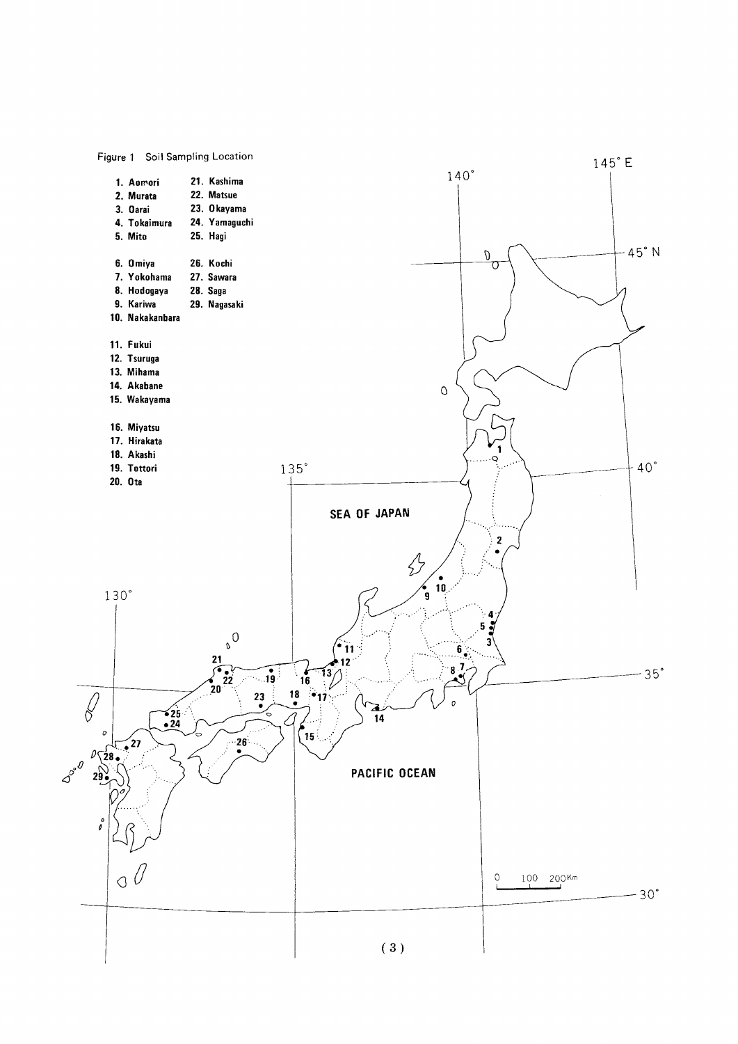Figure 1 Soil Sampling Location

1. Aomori
2. Murata
3. Oarai
4. Tokaimura
5. Mito
6. Omiya
7. Yokohama
8. Hodogaya
9. Kariwa
10. Nakakanbara
11. Fukui
12. Tsuruga
13. Mihama
14. Akabane
15. Wakayama
16. Miyatsu
17. Hirakata
18. Akashi
19. Tottori
20. Ota
21. Kashima
22. Matsue
23. Okayama
24. Yamaguchi
25. Hagi
26. Kochi
27. Sawara
28. Saga
29. Nagasaki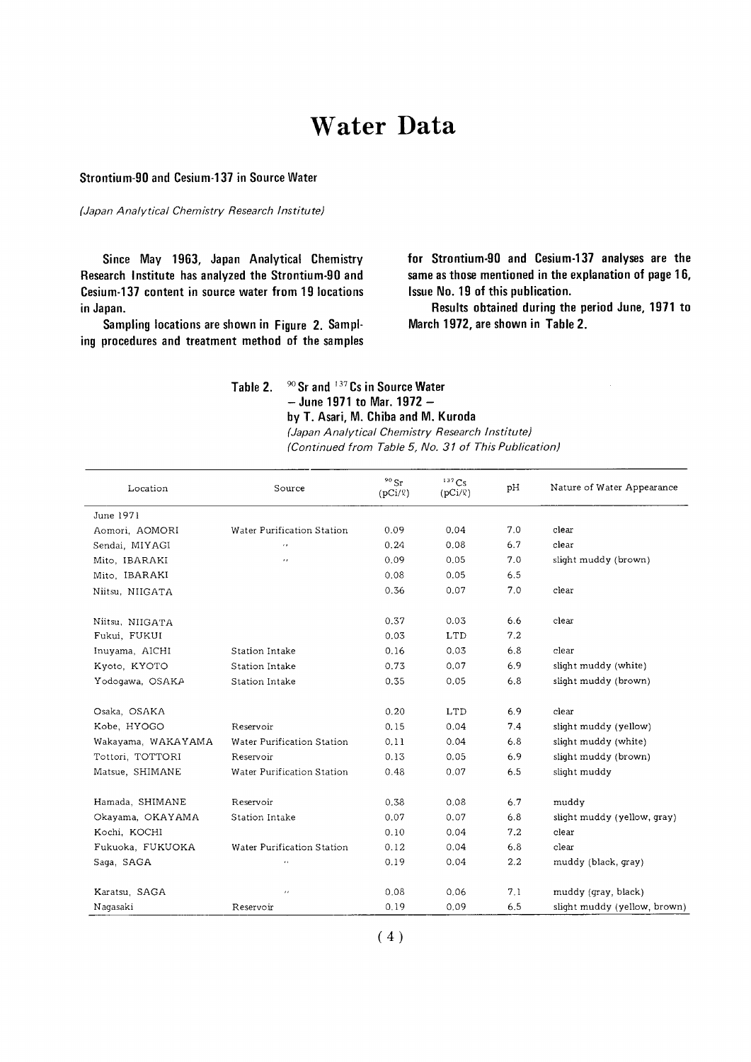# Water Data

## Strontium-90 and Cesium-137 in Source Water

*(Japan Analytical Chemistry Research Institute)*

Since May 1963, Japan Analytical Chemistry Research Institute has analyzed the Strontium-90 and Cesium-137 content in source water from 19 locations in Japan.

Sampling locations are shown in Figure 2. Sampling procedures and treatment method of the samples for Strontium-90 and Cesium-137 analyses are the same as those mentioned in the explanation of page 16, Issue No. 19 of this publication.

Results obtained during the period June, 1971 to March 1972, are shown in Table 2.

**Table 2.** $^{90}$Sr and $^{137}$Cs in Source Water
**– June 1971 to Mar. 1972 –**
**by T. Asari, M. Chiba and M. Kuroda**
*(Japan Analytical Chemistry Research Institute)*
*(Continued from Table 5, No. 31 of This Publication)*

| Location | Source | $^{90}$Sr (pCi/ℓ) | $^{137}$Cs (pCi/ℓ) | pH | Nature of Water Appearance |
|---|---|---|---|---|---|
| June 1971 | | | | | |
| Aomori, AOMORI | Water Purification Station | 0.09 | 0.04 | 7.0 | clear |
| Sendai, MIYAGI | 〃 | 0.24 | 0.08 | 6.7 | clear |
| Mito, IBARAKI | 〃 | 0.09 | 0.05 | 7.0 | slight muddy (brown) |
| Mito, IBARAKI | | 0.08 | 0.05 | 6.5 | |
| Niitsu, NIIGATA | | 0.36 | 0.07 | 7.0 | clear |
| Niitsu, NIIGATA | | 0.37 | 0.03 | 6.6 | clear |
| Fukui, FUKUI | | 0.03 | LTD | 7.2 | |
| Inuyama, AICHI | Station Intake | 0.16 | 0.03 | 6.8 | clear |
| Kyoto, KYOTO | Station Intake | 0.73 | 0.07 | 6.9 | slight muddy (white) |
| Yodogawa, OSAKA | Station Intake | 0.35 | 0.05 | 6.8 | slight muddy (brown) |
| Osaka, OSAKA | | 0.20 | LTD | 6.9 | clear |
| Kobe, HYOGO | Reservoir | 0.15 | 0.04 | 7.4 | slight muddy (yellow) |
| Wakayama, WAKAYAMA | Water Purification Station | 0.11 | 0.04 | 6.8 | slight muddy (white) |
| Tottori, TOTTORI | Reservoir | 0.13 | 0.05 | 6.9 | slight muddy (brown) |
| Matsue, SHIMANE | Water Purification Station | 0.48 | 0.07 | 6.5 | slight muddy |
| Hamada, SHIMANE | Reservoir | 0.38 | 0.08 | 6.7 | muddy |
| Okayama, OKAYAMA | Station Intake | 0.07 | 0.07 | 6.8 | slight muddy (yellow, gray) |
| Kochi, KOCHI | | 0.10 | 0.04 | 7.2 | clear |
| Fukuoka, FUKUOKA | Water Purification Station | 0.12 | 0.04 | 6.8 | clear |
| Saga, SAGA | 〃 | 0.19 | 0.04 | 2.2 | muddy (black, gray) |
| Karatsu, SAGA | 〃 | 0.08 | 0.06 | 7.1 | muddy (gray, black) |
| Nagasaki | Reservoir | 0.19 | 0.09 | 6.5 | slight muddy (yellow, brown) |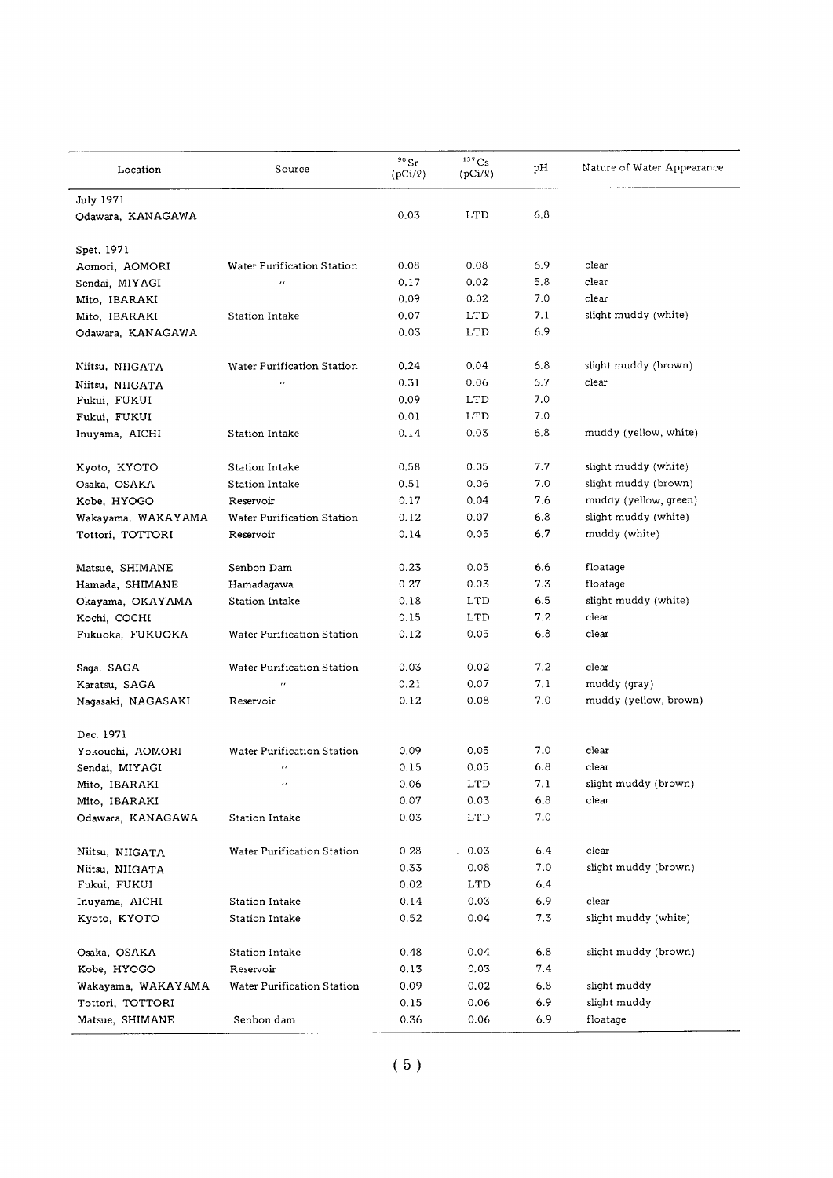| Location | Source | $^{90}Sr$ (pCi/ℓ) | $^{137}Cs$ (pCi/ℓ) | pH | Nature of Water Appearance |
|---|---|---|---|---|---|
| July 1971 | | | | | |
| Odawara, KANAGAWA | | 0.03 | LTD | 6.8 | |
| Spet. 1971 | | | | | |
| Aomori, AOMORI | Water Purification Station | 0.08 | 0.08 | 6.9 | clear |
| Sendai, MIYAGI | " | 0.17 | 0.02 | 5.8 | clear |
| Mito, IBARAKI | | 0.09 | 0.02 | 7.0 | clear |
| Mito, IBARAKI | Station Intake | 0.07 | LTD | 7.1 | slight muddy (white) |
| Odawara, KANAGAWA | | 0.03 | LTD | 6.9 | |
| Niitsu, NIIGATA | Water Purification Station | 0.24 | 0.04 | 6.8 | slight muddy (brown) |
| Niitsu, NIIGATA | " | 0.31 | 0.06 | 6.7 | clear |
| Fukui, FUKUI | | 0.09 | LTD | 7.0 | |
| Fukui, FUKUI | | 0.01 | LTD | 7.0 | |
| Inuyama, AICHI | Station Intake | 0.14 | 0.03 | 6.8 | muddy (yellow, white) |
| Kyoto, KYOTO | Station Intake | 0.58 | 0.05 | 7.7 | slight muddy (white) |
| Osaka, OSAKA | Station Intake | 0.51 | 0.06 | 7.0 | slight muddy (brown) |
| Kobe, HYOGO | Reservoir | 0.17 | 0.04 | 7.6 | muddy (yellow, green) |
| Wakayama, WAKAYAMA | Water Purification Station | 0.12 | 0.07 | 6.8 | slight muddy (white) |
| Tottori, TOTTORI | Reservoir | 0.14 | 0.05 | 6.7 | muddy (white) |
| Matsue, SHIMANE | Senbon Dam | 0.23 | 0.05 | 6.6 | floatage |
| Hamada, SHIMANE | Hamadagawa | 0.27 | 0.03 | 7.3 | floatage |
| Okayama, OKAYAMA | Station Intake | 0.18 | LTD | 6.5 | slight muddy (white) |
| Kochi, COCHI | | 0.15 | LTD | 7.2 | clear |
| Fukuoka, FUKUOKA | Water Purification Station | 0.12 | 0.05 | 6.8 | clear |
| Saga, SAGA | Water Purification Station | 0.03 | 0.02 | 7.2 | clear |
| Karatsu, SAGA | " | 0.21 | 0.07 | 7.1 | muddy (gray) |
| Nagasaki, NAGASAKI | Reservoir | 0.12 | 0.08 | 7.0 | muddy (yellow, brown) |
| Dec. 1971 | | | | | |
| Yokouchi, AOMORI | Water Purification Station | 0.09 | 0.05 | 7.0 | clear |
| Sendai, MIYAGI | " | 0.15 | 0.05 | 6.8 | clear |
| Mito, IBARAKI | " | 0.06 | LTD | 7.1 | slight muddy (brown) |
| Mito, IBARAKI | | 0.07 | 0.03 | 6.8 | clear |
| Odawara, KANAGAWA | Station Intake | 0.03 | LTD | 7.0 | |
| Niitsu, NIIGATA | Water Purification Station | 0.28 | 0.03 | 6.4 | clear |
| Niitsu, NIIGATA | | 0.33 | 0.08 | 7.0 | slight muddy (brown) |
| Fukui, FUKUI | | 0.02 | LTD | 6.4 | |
| Inuyama, AICHI | Station Intake | 0.14 | 0.03 | 6.9 | clear |
| Kyoto, KYOTO | Station Intake | 0.52 | 0.04 | 7.3 | slight muddy (white) |
| Osaka, OSAKA | Station Intake | 0.48 | 0.04 | 6.8 | slight muddy (brown) |
| Kobe, HYOGO | Reservoir | 0.13 | 0.03 | 7.4 | |
| Wakayama, WAKAYAMA | Water Purification Station | 0.09 | 0.02 | 6.8 | slight muddy |
| Tottori, TOTTORI | | 0.15 | 0.06 | 6.9 | slight muddy |
| Matsue, SHIMANE | Senbon dam | 0.36 | 0.06 | 6.9 | floatage |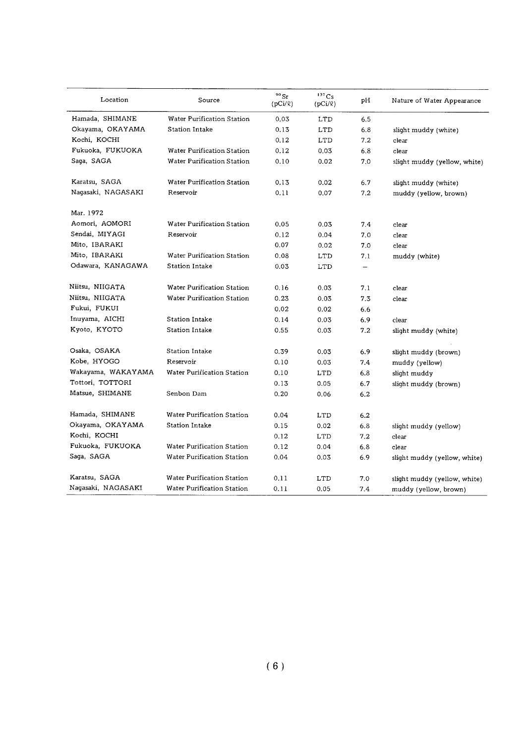| Location | Source | $^{90}Sr$ (pCi/ℓ) | $^{137}Cs$ (pCi/ℓ) | pH | Nature of Water Appearance |
|---|---|---|---|---|---|
| Hamada, SHIMANE | Water Purification Station | 0.03 | LTD | 6.5 | |
| Okayama, OKAYAMA | Station Intake | 0.13 | LTD | 6.8 | slight muddy (white) |
| Kochi, KOCHI | | 0.12 | LTD | 7.2 | clear |
| Fukuoka, FUKUOKA | Water Purification Station | 0.12 | 0.03 | 6.8 | clear |
| Saga, SAGA | Water Purification Station | 0.10 | 0.02 | 7.0 | slight muddy (yellow, white) |
| Karatsu, SAGA | Water Purification Station | 0.13 | 0.02 | 6.7 | slight muddy (white) |
| Nagasaki, NAGASAKI | Reservoir | 0.11 | 0.07 | 7.2 | muddy (yellow, brown) |
| Mar. 1972 | | | | | |
| Aomori, AOMORI | Water Purification Station | 0.05 | 0.03 | 7.4 | clear |
| Sendai, MIYAGI | Reservoir | 0.12 | 0.04 | 7.0 | clear |
| Mito, IBARAKI | | 0.07 | 0.02 | 7.0 | clear |
| Mito, IBARAKI | Water Purification Station | 0.08 | LTD | 7.1 | muddy (white) |
| Odawara, KANAGAWA | Station Intake | 0.03 | LTD | – | |
| Niitsu, NIIGATA | Water Purification Station | 0.16 | 0.03 | 7.1 | clear |
| Niitsu, NIIGATA | Water Purification Station | 0.23 | 0.03 | 7.3 | clear |
| Fukui, FUKUI | | 0.02 | 0.02 | 6.6 | |
| Inuyama, AICHI | Station Intake | 0.14 | 0.03 | 6.9 | clear |
| Kyoto, KYOTO | Station Intake | 0.55 | 0.03 | 7.2 | slight muddy (white) |
| Osaka, OSAKA | Station Intake | 0.39 | 0.03 | 6.9 | slight muddy (brown) |
| Kobe, HYOGO | Reservoir | 0.10 | 0.03 | 7.4 | muddy (yellow) |
| Wakayama, WAKAYAMA | Water Purification Station | 0.10 | LTD | 6.8 | slight muddy |
| Tottori, TOTTORI | | 0.13 | 0.05 | 6.7 | slight muddy (brown) |
| Matsue, SHIMANE | Senbon Dam | 0.20 | 0.06 | 6.2 | |
| Hamada, SHIMANE | Water Purification Station | 0.04 | LTD | 6.2 | |
| Okayama, OKAYAMA | Station Intake | 0.15 | 0.02 | 6.8 | slight muddy (yellow) |
| Kochi, KOCHI | | 0.12 | LTD | 7.2 | clear |
| Fukuoka, FUKUOKA | Water Purification Station | 0.12 | 0.04 | 6.8 | clear |
| Saga, SAGA | Water Purification Station | 0.04 | 0.03 | 6.9 | slight muddy (yellow, white) |
| Karatsu, SAGA | Water Purification Station | 0.11 | LTD | 7.0 | slight muddy (yellow, white) |
| Nagasaki, NAGASAKI | Water Purification Station | 0.11 | 0.05 | 7.4 | muddy (yellow, brown) |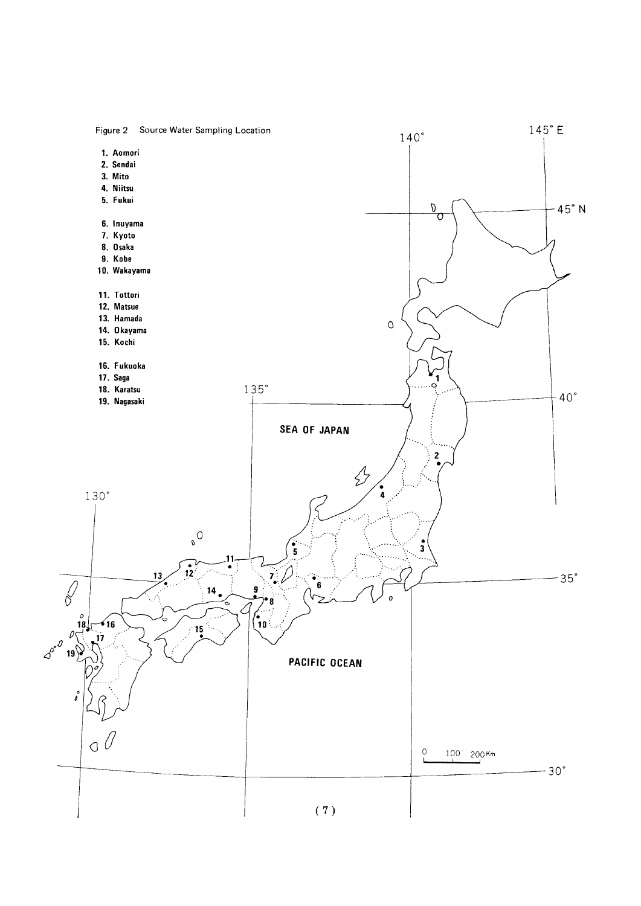Figure 2 Source Water Sampling Location

1. Aomori
2. Sendai
3. Mito
4. Niitsu
5. Fukui
6. Inuyama
7. Kyoto
8. Osaka
9. Kobe
10. Wakayama
11. Tottori
12. Matsue
13. Hamada
14. Okayama
15. Kochi
16. Fukuoka
17. Saga
18. Karatsu
19. Nagasaki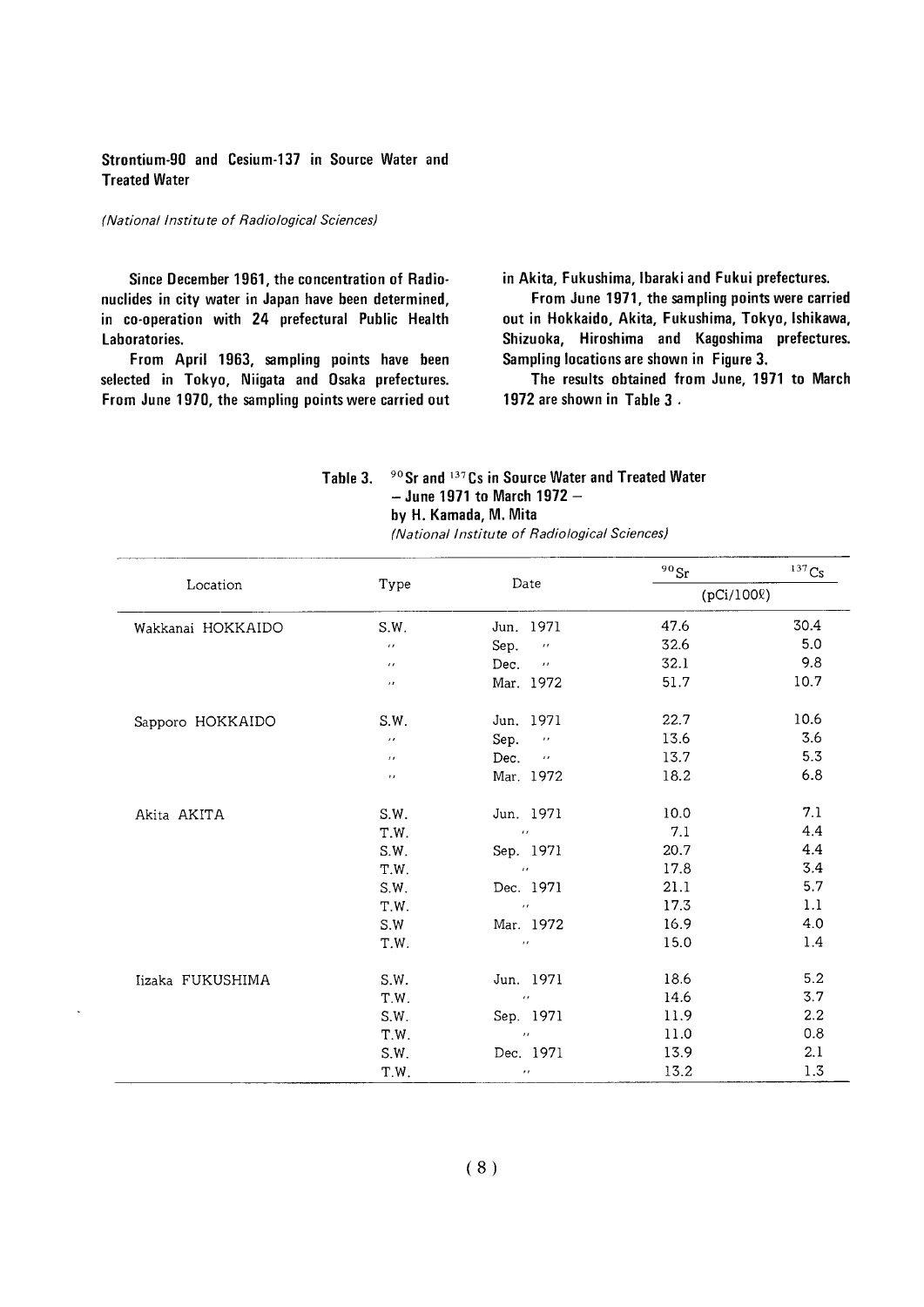## Strontium-90 and Cesium-137 in Source Water and Treated Water

*(National Institute of Radiological Sciences)*

Since December 1961, the concentration of Radionuclides in city water in Japan have been determined, in co-operation with 24 prefectural Public Health Laboratories.

From April 1963, sampling points have been selected in Tokyo, Niigata and Osaka prefectures. From June 1970, the sampling points were carried out in Akita, Fukushima, Ibaraki and Fukui prefectures.

From June 1971, the sampling points were carried out in Hokkaido, Akita, Fukushima, Tokyo, Ishikawa, Shizuoka, Hiroshima and Kagoshima prefectures. Sampling locations are shown in Figure 3.

The results obtained from June, 1971 to March 1972 are shown in Table 3 .

Table 3. $^{90}$Sr and $^{137}$Cs in Source Water and Treated Water
– June 1971 to March 1972 –
by H. Kamada, M. Mita
*(National Institute of Radiological Sciences)*

| Location | Type | Date | $^{90}$Sr (pCi/100ℓ) | $^{137}$Cs (pCi/100ℓ) |
|---|---|---|---|---|
| Wakkanai HOKKAIDO | S.W. | Jun. 1971 | 47.6 | 30.4 |
| | 〃 | Sep. 〃 | 32.6 | 5.0 |
| | 〃 | Dec. 〃 | 32.1 | 9.8 |
| | 〃 | Mar. 1972 | 51.7 | 10.7 |
| Sapporo HOKKAIDO | S.W. | Jun. 1971 | 22.7 | 10.6 |
| | 〃 | Sep. 〃 | 13.6 | 3.6 |
| | 〃 | Dec. 〃 | 13.7 | 5.3 |
| | 〃 | Mar. 1972 | 18.2 | 6.8 |
| Akita AKITA | S.W. | Jun. 1971 | 10.0 | 7.1 |
| | T.W. | 〃 | 7.1 | 4.4 |
| | S.W. | Sep. 1971 | 20.7 | 4.4 |
| | T.W. | 〃 | 17.8 | 3.4 |
| | S.W. | Dec. 1971 | 21.1 | 5.7 |
| | T.W. | 〃 | 17.3 | 1.1 |
| | S.W | Mar. 1972 | 16.9 | 4.0 |
| | T.W. | 〃 | 15.0 | 1.4 |
| Iizaka FUKUSHIMA | S.W. | Jun. 1971 | 18.6 | 5.2 |
| | T.W. | 〃 | 14.6 | 3.7 |
| | S.W. | Sep. 1971 | 11.9 | 2.2 |
| | T.W. | 〃 | 11.0 | 0.8 |
| | S.W. | Dec. 1971 | 13.9 | 2.1 |
| | T.W. | 〃 | 13.2 | 1.3 |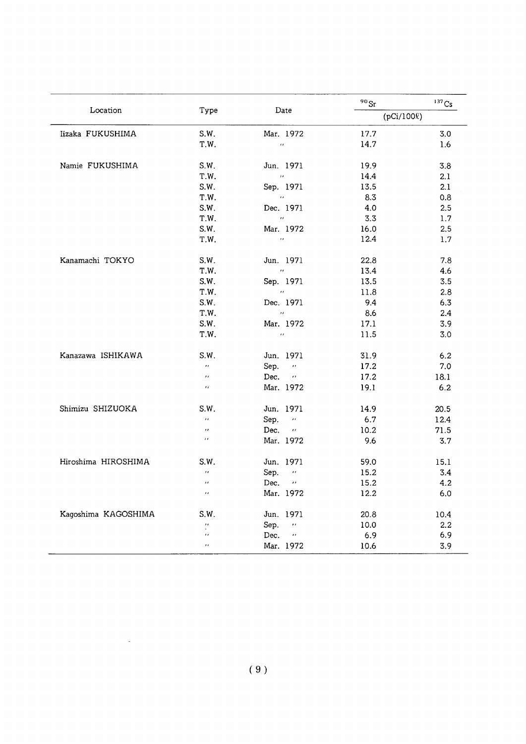| Location | Type | Date | $^{90}Sr$ (pCi/100ℓ) | $^{137}Cs$ (pCi/100ℓ) |
|---|---|---|---|---|
| Iizaka FUKUSHIMA | S.W. | Mar. 1972 | 17.7 | 3.0 |
| | T.W. | 〃 | 14.7 | 1.6 |
| Namie FUKUSHIMA | S.W. | Jun. 1971 | 19.9 | 3.8 |
| | T.W. | 〃 | 14.4 | 2.1 |
| | S.W. | Sep. 1971 | 13.5 | 2.1 |
| | T.W. | 〃 | 8.3 | 0.8 |
| | S.W. | Dec. 1971 | 4.0 | 2.5 |
| | T.W. | 〃 | 3.3 | 1.7 |
| | S.W. | Mar. 1972 | 16.0 | 2.5 |
| | T.W. | 〃 | 12.4 | 1.7 |
| Kanamachi TOKYO | S.W. | Jun. 1971 | 22.8 | 7.8 |
| | T.W. | 〃 | 13.4 | 4.6 |
| | S.W. | Sep. 1971 | 13.5 | 3.5 |
| | T.W. | 〃 | 11.8 | 2.8 |
| | S.W. | Dec. 1971 | 9.4 | 6.3 |
| | T.W. | 〃 | 8.6 | 2.4 |
| | S.W. | Mar. 1972 | 17.1 | 3.9 |
| | T.W. | 〃 | 11.5 | 3.0 |
| Kanazawa ISHIKAWA | S.W. | Jun. 1971 | 31.9 | 6.2 |
| | 〃 | Sep. 〃 | 17.2 | 7.0 |
| | 〃 | Dec. 〃 | 17.2 | 18.1 |
| | 〃 | Mar. 1972 | 19.1 | 6.2 |
| Shimizu SHIZUOKA | S.W. | Jun. 1971 | 14.9 | 20.5 |
| | 〃 | Sep. 〃 | 6.7 | 12.4 |
| | 〃 | Dec. 〃 | 10.2 | 71.5 |
| | 〃 | Mar. 1972 | 9.6 | 3.7 |
| Hiroshima HIROSHIMA | S.W. | Jun. 1971 | 59.0 | 15.1 |
| | 〃 | Sep. 〃 | 15.2 | 3.4 |
| | 〃 | Dec. 〃 | 15.2 | 4.2 |
| | 〃 | Mar. 1972 | 12.2 | 6.0 |
| Kagoshima KAGOSHIMA | S.W. | Jun. 1971 | 20.8 | 10.4 |
| | 〃 | Sep. 〃 | 10.0 | 2.2 |
| | 〃 | Dec. 〃 | 6.9 | 6.9 |
| | 〃 | Mar. 1972 | 10.6 | 3.9 |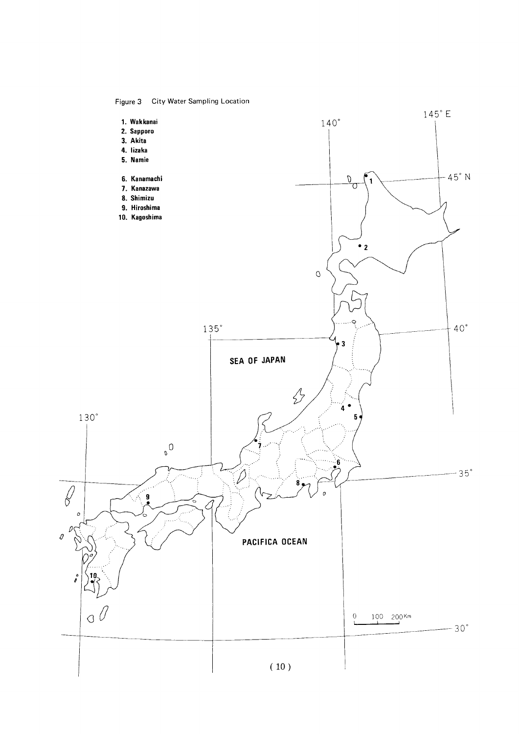Figure 3 City Water Sampling Location

1. Wakkanai
2. Sapporo
3. Akita
4. Iizaka
5. Namie
6. Kanamachi
7. Kanazawa
8. Shimizu
9. Hiroshima
10. Kagoshima

SEA OF JAPAN

PACIFICA OCEAN

0 100 200Km

130° 135° 140° 145° E

45° N 40° 35° 30°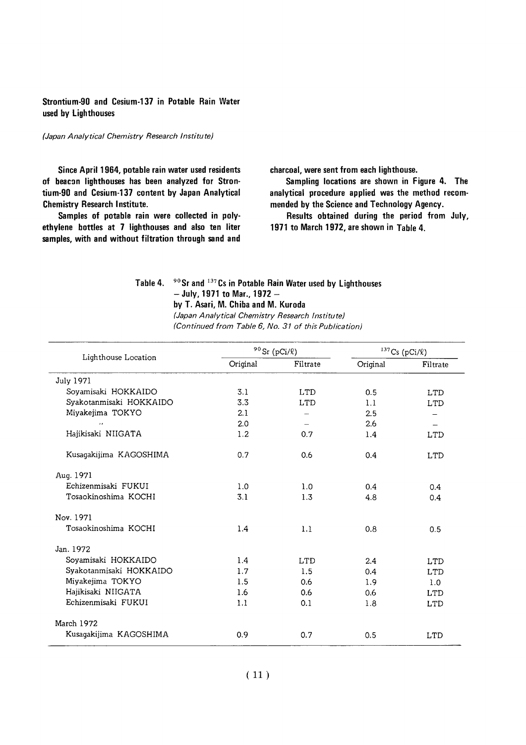## Strontium-90 and Cesium-137 in Potable Rain Water used by Lighthouses

*(Japan Analytical Chemistry Research Institute)*

Since April 1964, potable rain water used residents of beacon lighthouses has been analyzed for Strontium-90 and Cesium-137 content by Japan Analytical Chemistry Research Institute.

Samples of potable rain were collected in polyethylene bottles at 7 lighthouses and also ten liter samples, with and without filtration through sand and charcoal, were sent from each lighthouse.

Sampling locations are shown in Figure 4. The analytical procedure applied was the method recommended by the Science and Technology Agency.

Results obtained during the period from July, 1971 to March 1972, are shown in Table 4.

**Table 4.** $^{90}$Sr and $^{137}$Cs in Potable Rain Water used by Lighthouses – July, 1971 to Mar., 1972 –
by T. Asari, M. Chiba and M. Kuroda
*(Japan Analytical Chemistry Research Institute)*
*(Continued from Table 6, No. 31 of this Publication)*

| Lighthouse Location | $^{90}$Sr (pCi/ℓ) | | $^{137}$Cs (pCi/ℓ) | |
|---|---|---|---|---|
| | Original | Filtrate | Original | Filtrate |
| July 1971 | | | | |
| Soyamisaki HOKKAIDO | 3.1 | LTD | 0.5 | LTD |
| Syakotanmisaki HOKKAIDO | 3.3 | LTD | 1.1 | LTD |
| Miyakejima TOKYO | 2.1 | – | 2.5 | – |
| 〃 | 2.0 | – | 2.6 | – |
| Hajikisaki NIIGATA | 1.2 | 0.7 | 1.4 | LTD |
| Kusagakijima KAGOSHIMA | 0.7 | 0.6 | 0.4 | LTD |
| Aug. 1971 | | | | |
| Echizenmisaki FUKUI | 1.0 | 1.0 | 0.4 | 0.4 |
| Tosaokinoshima KOCHI | 3.1 | 1.3 | 4.8 | 0.4 |
| Nov. 1971 | | | | |
| Tosaokinoshima KOCHI | 1.4 | 1.1 | 0.8 | 0.5 |
| Jan. 1972 | | | | |
| Soyamisaki HOKKAIDO | 1.4 | LTD | 2.4 | LTD |
| Syakotanmisaki HOKKAIDO | 1.7 | 1.5 | 0.4 | LTD |
| Miyakejima TOKYO | 1.5 | 0.6 | 1.9 | 1.0 |
| Hajikisaki NIIGATA | 1.6 | 0.6 | 0.6 | LTD |
| Echizenmisaki FUKUI | 1.1 | 0.1 | 1.8 | LTD |
| March 1972 | | | | |
| Kusagakijima KAGOSHIMA | 0.9 | 0.7 | 0.5 | LTD |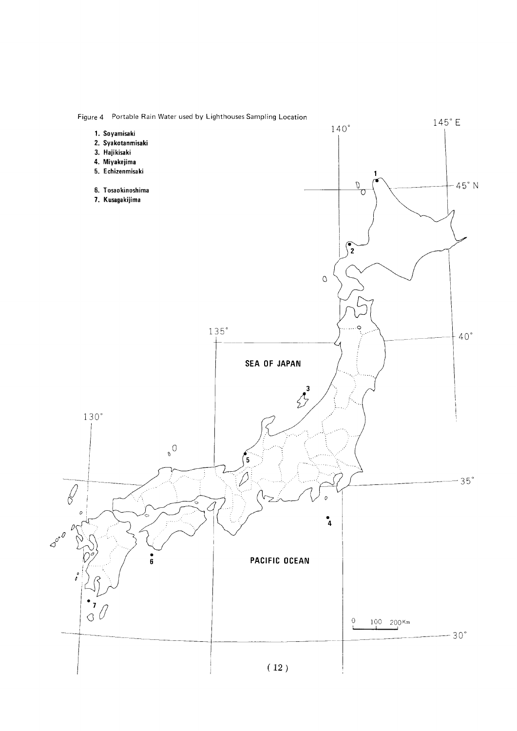Figure 4 Portable Rain Water used by Lighthouses Sampling Location

1. Soyamisaki
2. Syakotanmisaki
3. Hajikisaki
4. Miyakejima
5. Echizenmisaki
6. Tosaokinoshima
7. Kusagakijima

SEA OF JAPAN

PACIFIC OCEAN

0 100 200Km

145° E, 140°, 135°, 130°, 45° N, 40°, 35°, 30°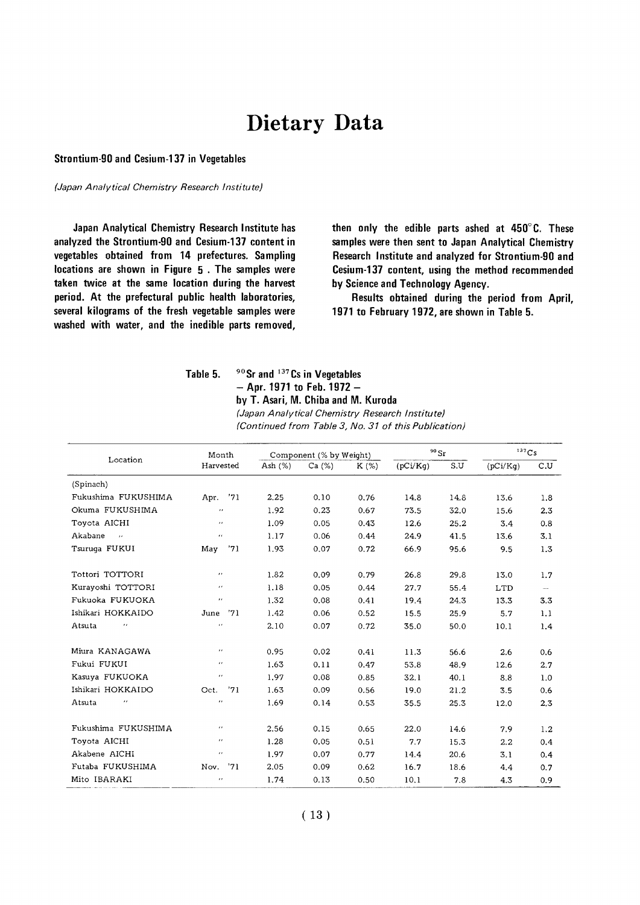# Dietary Data

## Strontium-90 and Cesium-137 in Vegetables

*(Japan Analytical Chemistry Research Institute)*

**Japan Analytical Chemistry Research Institute has analyzed the Strontium-90 and Cesium-137 content in vegetables obtained from 14 prefectures. Sampling locations are shown in Figure 5. The samples were taken twice at the same location during the harvest period. At the prefectural public health laboratories, several kilograms of the fresh vegetable samples were washed with water, and the inedible parts removed, then only the edible parts ashed at 450°C. These samples were then sent to Japan Analytical Chemistry Research Institute and analyzed for Strontium-90 and Cesium-137 content, using the method recommended by Science and Technology Agency.**

**Results obtained during the period from April, 1971 to February 1972, are shown in Table 5.**

**Table 5. $^{90}$Sr and $^{137}$Cs in Vegetables**
**– Apr. 1971 to Feb. 1972 –**
**by T. Asari, M. Chiba and M. Kuroda**
*(Japan Analytical Chemistry Research Institute)*
*(Continued from Table 3, No. 31 of this Publication)*

| Location | Month Harvested | Component (% by Weight) | | | $^{90}$Sr | | $^{137}$Cs | |
|---|---|---|---|---|---|---|---|---|
| | | Ash (%) | Ca (%) | K (%) | (pCi/Kg) | S.U | (pCi/Kg) | C.U |
| (Spinach) | | | | | | | | |
| Fukushima FUKUSHIMA | Apr. '71 | 2.25 | 0.10 | 0.76 | 14.8 | 14.8 | 13.6 | 1.8 |
| Okuma FUKUSHIMA | " | 1.92 | 0.23 | 0.67 | 73.5 | 32.0 | 15.6 | 2.3 |
| Toyota AICHI | " | 1.09 | 0.05 | 0.43 | 12.6 | 25.2 | 3.4 | 0.8 |
| Akabane " | " | 1.17 | 0.06 | 0.44 | 24.9 | 41.5 | 13.6 | 3.1 |
| Tsuruga FUKUI | May '71 | 1.93 | 0.07 | 0.72 | 66.9 | 95.6 | 9.5 | 1.3 |
| Tottori TOTTORI | " | 1.82 | 0.09 | 0.79 | 26.8 | 29.8 | 13.0 | 1.7 |
| Kurayoshi TOTTORI | " | 1.18 | 0.05 | 0.44 | 27.7 | 55.4 | LTD | — |
| Fukuoka FUKUOKA | " | 1.32 | 0.08 | 0.41 | 19.4 | 24.3 | 13.3 | 3.3 |
| Ishikari HOKKAIDO | June '71 | 1.42 | 0.06 | 0.52 | 15.5 | 25.9 | 5.7 | 1.1 |
| Atsuta " | " | 2.10 | 0.07 | 0.72 | 35.0 | 50.0 | 10.1 | 1.4 |
| Miura KANAGAWA | " | 0.95 | 0.02 | 0.41 | 11.3 | 56.6 | 2.6 | 0.6 |
| Fukui FUKUI | " | 1.63 | 0.11 | 0.47 | 53.8 | 48.9 | 12.6 | 2.7 |
| Kasuya FUKUOKA | " | 1.97 | 0.08 | 0.85 | 32.1 | 40.1 | 8.8 | 1.0 |
| Ishikari HOKKAIDO | Oct. '71 | 1.63 | 0.09 | 0.56 | 19.0 | 21.2 | 3.5 | 0.6 |
| Atsuta " | " | 1.69 | 0.14 | 0.53 | 35.5 | 25.3 | 12.0 | 2.3 |
| Fukushima FUKUSHIMA | " | 2.56 | 0.15 | 0.65 | 22.0 | 14.6 | 7.9 | 1.2 |
| Toyota AICHI | " | 1.28 | 0.05 | 0.51 | 7.7 | 15.3 | 2.2 | 0.4 |
| Akabene AICHI | " | 1.97 | 0.07 | 0.77 | 14.4 | 20.6 | 3.1 | 0.4 |
| Futaba FUKUSHIMA | Nov. '71 | 2.05 | 0.09 | 0.62 | 16.7 | 18.6 | 4.4 | 0.7 |
| Mito IBARAKI | " | 1.74 | 0.13 | 0.50 | 10.1 | 7.8 | 4.3 | 0.9 |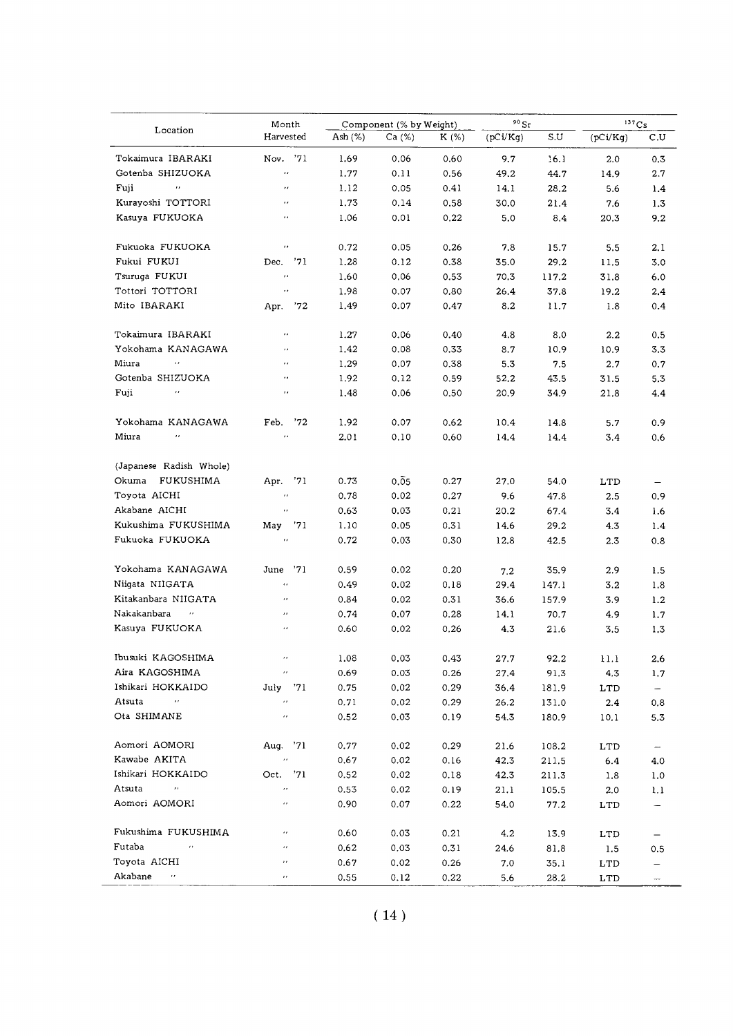| Location | Month Harvested | Component (% by Weight) | | | $^{90}Sr$ | | $^{137}Cs$ | |
|---|---|---|---|---|---|---|---|---|
| | | Ash (%) | Ca (%) | K (%) | (pCi/Kg) | S.U | (pCi/Kg) | C.U |
| Tokaimura IBARAKI | Nov. '71 | 1.69 | 0.06 | 0.60 | 9.7 | 16.1 | 2.0 | 0.3 |
| Gotenba SHIZUOKA | " | 1.77 | 0.11 | 0.56 | 49.2 | 44.7 | 14.9 | 2.7 |
| Fuji " | " | 1.12 | 0.05 | 0.41 | 14.1 | 28.2 | 5.6 | 1.4 |
| Kurayoshi TOTTORI | " | 1.73 | 0.14 | 0.58 | 30.0 | 21.4 | 7.6 | 1.3 |
| Kasuya FUKUOKA | " | 1.06 | 0.01 | 0.22 | 5.0 | 8.4 | 20.3 | 9.2 |
| Fukuoka FUKUOKA | " | 0.72 | 0.05 | 0.26 | 7.8 | 15.7 | 5.5 | 2.1 |
| Fukui FUKUI | Dec. '71 | 1.28 | 0.12 | 0.38 | 35.0 | 29.2 | 11.5 | 3.0 |
| Tsuruga FUKUI | " | 1.60 | 0.06 | 0.53 | 70.3 | 117.2 | 31.8 | 6.0 |
| Tottori TOTTORI | " | 1.98 | 0.07 | 0.80 | 26.4 | 37.8 | 19.2 | 2.4 |
| Mito IBARAKI | Apr. '72 | 1.49 | 0.07 | 0.47 | 8.2 | 11.7 | 1.8 | 0.4 |
| Tokaimura IBARAKI | " | 1.27 | 0.06 | 0.40 | 4.8 | 8.0 | 2.2 | 0.5 |
| Yokohama KANAGAWA | " | 1.42 | 0.08 | 0.33 | 8.7 | 10.9 | 10.9 | 3.3 |
| Miura " | " | 1.29 | 0.07 | 0.38 | 5.3 | 7.5 | 2.7 | 0.7 |
| Gotenba SHIZUOKA | " | 1.92 | 0.12 | 0.59 | 52.2 | 43.5 | 31.5 | 5.3 |
| Fuji " | " | 1.48 | 0.06 | 0.50 | 20.9 | 34.9 | 21.8 | 4.4 |
| Yokohama KANAGAWA | Feb. '72 | 1.92 | 0.07 | 0.62 | 10.4 | 14.8 | 5.7 | 0.9 |
| Miura " | " | 2.01 | 0.10 | 0.60 | 14.4 | 14.4 | 3.4 | 0.6 |
| (Japanese Radish Whole) | | | | | | | | |
| Okuma FUKUSHIMA | Apr. '71 | 0.73 | 0.05 | 0.27 | 27.0 | 54.0 | LTD | — |
| Toyota AICHI | " | 0.78 | 0.02 | 0.27 | 9.6 | 47.8 | 2.5 | 0.9 |
| Akabane AICHI | " | 0.63 | 0.03 | 0.21 | 20.2 | 67.4 | 3.4 | 1.6 |
| Kukushima FUKUSHIMA | May '71 | 1.10 | 0.05 | 0.31 | 14.6 | 29.2 | 4.3 | 1.4 |
| Fukuoka FUKUOKA | " | 0.72 | 0.03 | 0.30 | 12.8 | 42.5 | 2.3 | 0.8 |
| Yokohama KANAGAWA | June '71 | 0.59 | 0.02 | 0.20 | 7.2 | 35.9 | 2.9 | 1.5 |
| Niigata NIIGATA | " | 0.49 | 0.02 | 0.18 | 29.4 | 147.1 | 3.2 | 1.8 |
| Kitakanbara NIIGATA | " | 0.84 | 0.02 | 0.31 | 36.6 | 157.9 | 3.9 | 1.2 |
| Nakakanbara " | " | 0.74 | 0.07 | 0.28 | 14.1 | 70.7 | 4.9 | 1.7 |
| Kasuya FUKUOKA | " | 0.60 | 0.02 | 0.26 | 4.3 | 21.6 | 3.5 | 1.3 |
| Ibusuki KAGOSHIMA | " | 1.08 | 0.03 | 0.43 | 27.7 | 92.2 | 11.1 | 2.6 |
| Aira KAGOSHIMA | " | 0.69 | 0.03 | 0.26 | 27.4 | 91.3 | 4.3 | 1.7 |
| Ishikari HOKKAIDO | July '71 | 0.75 | 0.02 | 0.29 | 36.4 | 181.9 | LTD | — |
| Atsuta " | " | 0.71 | 0.02 | 0.29 | 26.2 | 131.0 | 2.4 | 0.8 |
| Ota SHIMANE | " | 0.52 | 0.03 | 0.19 | 54.3 | 180.9 | 10.1 | 5.3 |
| Aomori AOMORI | Aug. '71 | 0.77 | 0.02 | 0.29 | 21.6 | 108.2 | LTD | — |
| Kawabe AKITA | " | 0.67 | 0.02 | 0.16 | 42.3 | 211.5 | 6.4 | 4.0 |
| Ishikari HOKKAIDO | Oct. '71 | 0.52 | 0.02 | 0.18 | 42.3 | 211.3 | 1.8 | 1.0 |
| Atsuta " | " | 0.53 | 0.02 | 0.19 | 21.1 | 105.5 | 2.0 | 1.1 |
| Aomori AOMORI | " | 0.90 | 0.07 | 0.22 | 54.0 | 77.2 | LTD | — |
| Fukushima FUKUSHIMA | " | 0.60 | 0.03 | 0.21 | 4.2 | 13.9 | LTD | — |
| Futaba " | " | 0.62 | 0.03 | 0.31 | 24.6 | 81.8 | 1.5 | 0.5 |
| Toyota AICHI | " | 0.67 | 0.02 | 0.26 | 7.0 | 35.1 | LTD | — |
| Akabane " | " | 0.55 | 0.12 | 0.22 | 5.6 | 28.2 | LTD | — |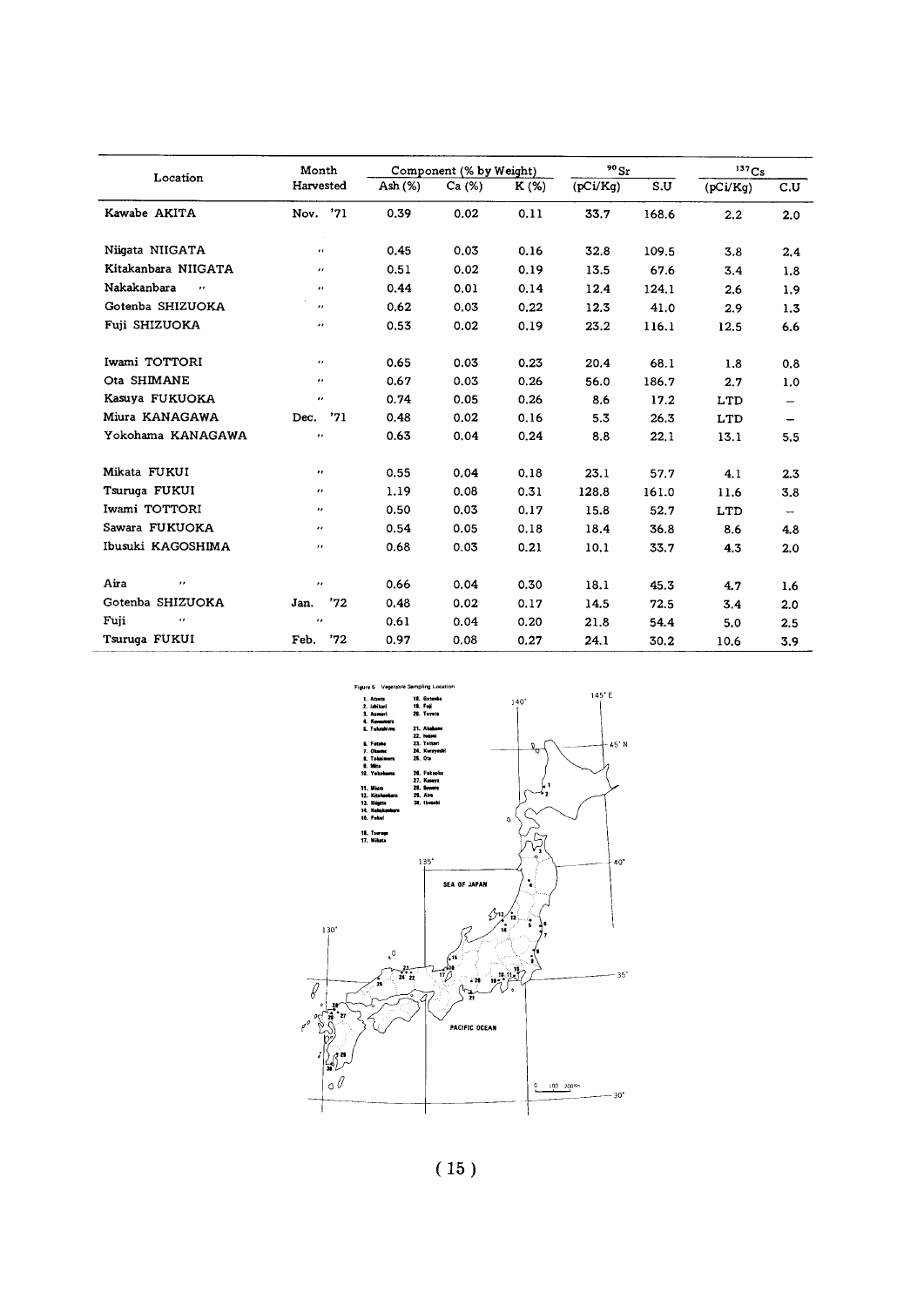| Location | Month Harvested | Component (% by Weight) | | | $^{90}Sr$ | | $^{137}Cs$ | |
|---|---|---|---|---|---|---|---|---|
| | | Ash (%) | Ca (%) | K (%) | (pCi/Kg) | S.U | (pCi/Kg) | C.U |
| Kawabe AKITA | Nov. '71 | 0.39 | 0.02 | 0.11 | 33.7 | 168.6 | 2.2 | 2.0 |
| Niigata NIIGATA | " | 0.45 | 0.03 | 0.16 | 32.8 | 109.5 | 3.8 | 2.4 |
| Kitakanbara NIIGATA | " | 0.51 | 0.02 | 0.19 | 13.5 | 67.6 | 3.4 | 1.8 |
| Nakakanbara " | " | 0.44 | 0.01 | 0.14 | 12.4 | 124.1 | 2.6 | 1.9 |
| Gotenba SHIZUOKA | " | 0.62 | 0.03 | 0.22 | 12.3 | 41.0 | 2.9 | 1.3 |
| Fuji SHIZUOKA | " | 0.53 | 0.02 | 0.19 | 23.2 | 116.1 | 12.5 | 6.6 |
| Iwami TOTTORI | " | 0.65 | 0.03 | 0.23 | 20.4 | 68.1 | 1.8 | 0.8 |
| Ota SHIMANE | " | 0.67 | 0.03 | 0.26 | 56.0 | 186.7 | 2.7 | 1.0 |
| Kasuya FUKUOKA | " | 0.74 | 0.05 | 0.26 | 8.6 | 17.2 | LTD | — |
| Miura KANAGAWA | Dec. '71 | 0.48 | 0.02 | 0.16 | 5.3 | 26.3 | LTD | — |
| Yokohama KANAGAWA | " | 0.63 | 0.04 | 0.24 | 8.8 | 22.1 | 13.1 | 5.5 |
| Mikata FUKUI | " | 0.55 | 0.04 | 0.18 | 23.1 | 57.7 | 4.1 | 2.3 |
| Tsuruga FUKUI | " | 1.19 | 0.08 | 0.31 | 128.8 | 161.0 | 11.6 | 3.8 |
| Iwami TOTTORI | " | 0.50 | 0.03 | 0.17 | 15.8 | 52.7 | LTD | — |
| Sawara FUKUOKA | " | 0.54 | 0.05 | 0.18 | 18.4 | 36.8 | 8.6 | 4.8 |
| Ibusuki KAGOSHIMA | " | 0.68 | 0.03 | 0.21 | 10.1 | 33.7 | 4.3 | 2.0 |
| Aira " | " | 0.66 | 0.04 | 0.30 | 18.1 | 45.3 | 4.7 | 1.6 |
| Gotenba SHIZUOKA | Jan. '72 | 0.48 | 0.02 | 0.17 | 14.5 | 72.5 | 3.4 | 2.0 |
| Fuji " | " | 0.61 | 0.04 | 0.20 | 21.8 | 54.4 | 5.0 | 2.5 |
| Tsuruga FUKUI | Feb. '72 | 0.97 | 0.08 | 0.27 | 24.1 | 30.2 | 10.6 | 3.9 |

Figure 5 Vegetable Sampling Location

1. Akita
2. Ishikari
3. Aomori
4. Kawauchi
5. Fukushima
6. Futaba
7. Okuma
8. Tokaimura
9. Mito
10. Yokohama
11. Miura
12. Kitakanbara
13. Niigata
14. Nakakanbara
15. Fukui
16. Tsuruga
17. Mikata
18. Gotenba
19. Fuji
20. Toyota
21. Akabane
22. Iwami
23. Tottori
24. Kurayoshi
25. Ota
26. Fukuoka
27. Kasuya
28. Sawara
29. Aira
30. Ibusuki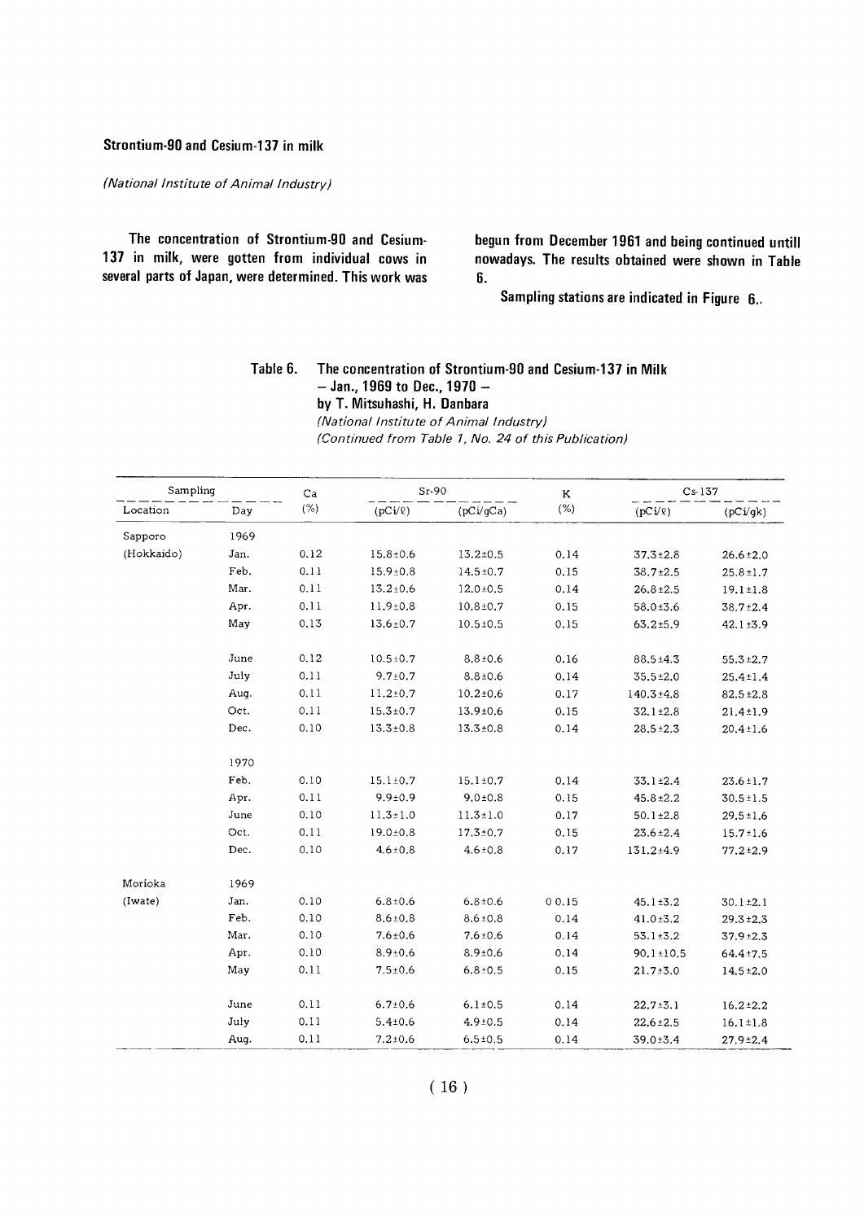### Strontium-90 and Cesium-137 in milk

*(National Institute of Animal Industry)*

The concentration of Strontium-90 and Cesium-137 in milk, were gotten from individual cows in several parts of Japan, were determined. This work was begun from December 1961 and being continued untill nowadays. The results obtained were shown in Table 6.

Sampling stations are indicated in Figure 6..

**Table 6. The concentration of Strontium-90 and Cesium-137 in Milk – Jan., 1969 to Dec., 1970 –**
**by T. Mitsuhashi, H. Danbara**
*(National Institute of Animal Industry)*
*(Continued from Table 1, No. 24 of this Publication)*

| Sampling | | Ca | Sr-90 | | K | Cs-137 | |
|---|---|---|---|---|---|---|---|
| Location | Day | (%) | (pCi/ℓ) | (pCi/gCa) | (%) | (pCi/ℓ) | (pCi/gk) |
| Sapporo | 1969 | | | | | | |
| (Hokkaido) | Jan. | 0.12 | 15.8±0.6 | 13.2±0.5 | 0.14 | 37.3±2.8 | 26.6±2.0 |
| | Feb. | 0.11 | 15.9±0.8 | 14.5±0.7 | 0.15 | 38.7±2.5 | 25.8±1.7 |
| | Mar. | 0.11 | 13.2±0.6 | 12.0±0.5 | 0.14 | 26.8±2.5 | 19.1±1.8 |
| | Apr. | 0.11 | 11.9±0.8 | 10.8±0.7 | 0.15 | 58.0±3.6 | 38.7±2.4 |
| | May | 0.13 | 13.6±0.7 | 10.5±0.5 | 0.15 | 63.2±5.9 | 42.1±3.9 |
| | June | 0.12 | 10.5±0.7 | 8.8±0.6 | 0.16 | 88.5±4.3 | 55.3±2.7 |
| | July | 0.11 | 9.7±0.7 | 8.8±0.6 | 0.14 | 35.5±2.0 | 25.4±1.4 |
| | Aug. | 0.11 | 11.2±0.7 | 10.2±0.6 | 0.17 | 140.3±4.8 | 82.5±2.8 |
| | Oct. | 0.11 | 15.3±0.7 | 13.9±0.6 | 0.15 | 32.1±2.8 | 21.4±1.9 |
| | Dec. | 0.10 | 13.3±0.8 | 13.3±0.8 | 0.14 | 28.5±2.3 | 20.4±1.6 |
| | 1970 | | | | | | |
| | Feb. | 0.10 | 15.1±0.7 | 15.1±0.7 | 0.14 | 33.1±2.4 | 23.6±1.7 |
| | Apr. | 0.11 | 9.9±0.9 | 9.0±0.8 | 0.15 | 45.8±2.2 | 30.5±1.5 |
| | June | 0.10 | 11.3±1.0 | 11.3±1.0 | 0.17 | 50.1±2.8 | 29.5±1.6 |
| | Oct. | 0.11 | 19.0±0.8 | 17.3±0.7 | 0.15 | 23.6±2.4 | 15.7±1.6 |
| | Dec. | 0.10 | 4.6±0.8 | 4.6±0.8 | 0.17 | 131.2±4.9 | 77.2±2.9 |
| Morioka | 1969 | | | | | | |
| (Iwate) | Jan. | 0.10 | 6.8±0.6 | 6.8±0.6 | 0 0.15 | 45.1±3.2 | 30.1±2.1 |
| | Feb. | 0.10 | 8.6±0.8 | 8.6±0.8 | 0.14 | 41.0±3.2 | 29.3±2.3 |
| | Mar. | 0.10 | 7.6±0.6 | 7.6±0.6 | 0.14 | 53.1±3.2 | 37.9±2.3 |
| | Apr. | 0.10 | 8.9±0.6 | 8.9±0.6 | 0.14 | 90.1±10.5 | 64.4±7.5 |
| | May | 0.11 | 7.5±0.6 | 6.8±0.5 | 0.15 | 21.7±3.0 | 14.5±2.0 |
| | June | 0.11 | 6.7±0.6 | 6.1±0.5 | 0.14 | 22.7±3.1 | 16.2±2.2 |
| | July | 0.11 | 5.4±0.6 | 4.9±0.5 | 0.14 | 22.6±2.5 | 16.1±1.8 |
| | Aug. | 0.11 | 7.2±0.6 | 6.5±0.5 | 0.14 | 39.0±3.4 | 27.9±2.4 |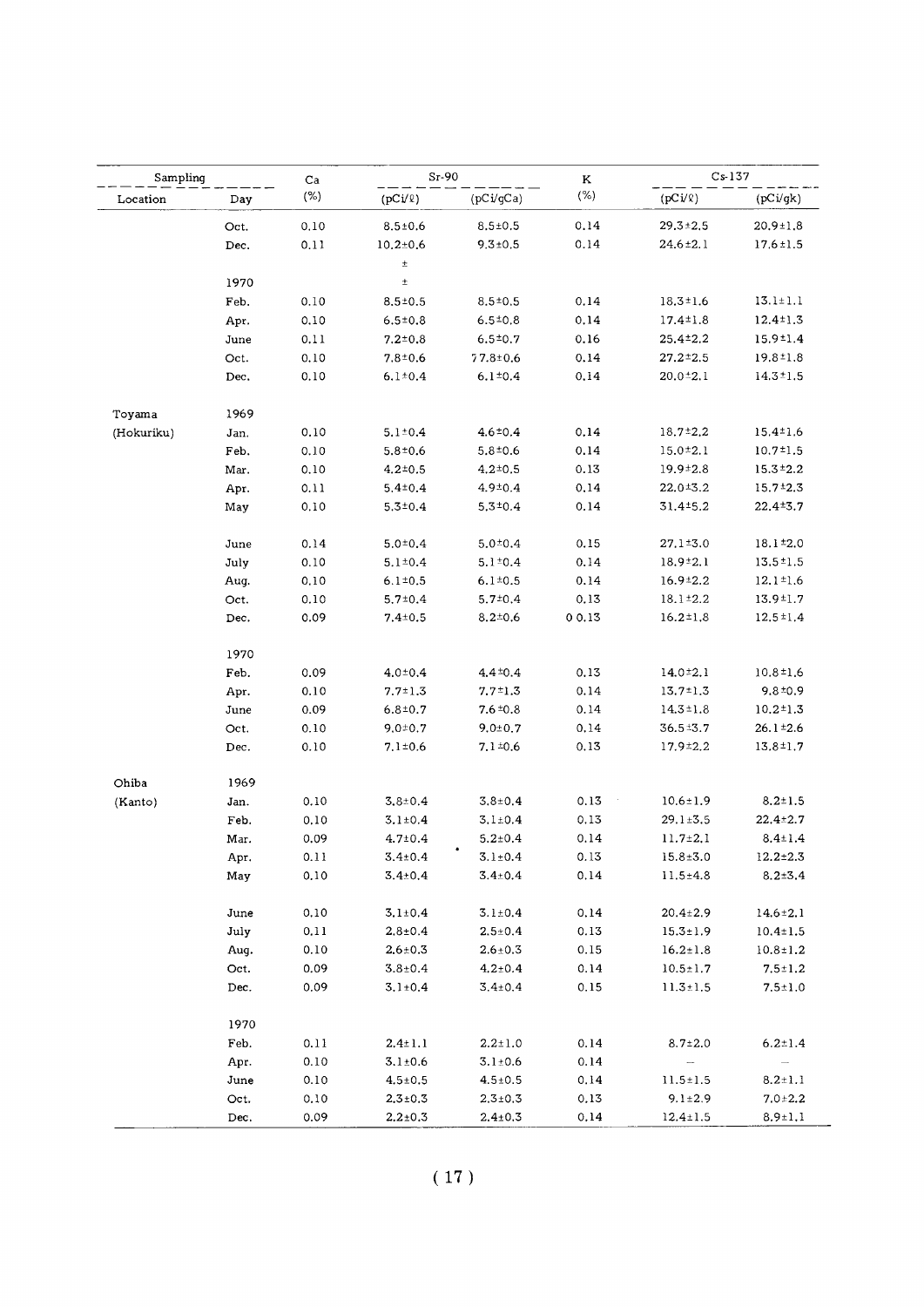| Sampling | | Ca | Sr-90 | | K | Cs-137 | |
|---|---|---|---|---|---|---|---|
| Location | Day | (%) | (pCi/ℓ) | (pCi/gCa) | (%) | (pCi/ℓ) | (pCi/gk) |
| | Oct. | 0.10 | 8.5±0.6 | 8.5±0.5 | 0.14 | 29.3±2.5 | 20.9±1.8 |
| | Dec. | 0.11 | 10.2±0.6 | 9.3±0.5 | 0.14 | 24.6±2.1 | 17.6±1.5 |
| | | | ± | | | | |
| | 1970 | | ± | | | | |
| | Feb. | 0.10 | 8.5±0.5 | 8.5±0.5 | 0.14 | 18.3±1.6 | 13.1±1.1 |
| | Apr. | 0.10 | 6.5±0.8 | 6.5±0.8 | 0.14 | 17.4±1.8 | 12.4±1.3 |
| | June | 0.11 | 7.2±0.8 | 6.5±0.7 | 0.16 | 25.4±2.2 | 15.9±1.4 |
| | Oct. | 0.10 | 7.8±0.6 | 7 7.8±0.6 | 0.14 | 27.2±2.5 | 19.8±1.8 |
| | Dec. | 0.10 | 6.1±0.4 | 6.1±0.4 | 0.14 | 20.0±2.1 | 14.3±1.5 |
| Toyama | 1969 | | | | | | |
| (Hokuriku) | Jan. | 0.10 | 5.1±0.4 | 4.6±0.4 | 0.14 | 18.7±2.2 | 15.4±1.6 |
| | Feb. | 0.10 | 5.8±0.6 | 5.8±0.6 | 0.14 | 15.0±2.1 | 10.7±1.5 |
| | Mar. | 0.10 | 4.2±0.5 | 4.2±0.5 | 0.13 | 19.9±2.8 | 15.3±2.2 |
| | Apr. | 0.11 | 5.4±0.4 | 4.9±0.4 | 0.14 | 22.0±3.2 | 15.7±2.3 |
| | May | 0.10 | 5.3±0.4 | 5.3±0.4 | 0.14 | 31.4±5.2 | 22.4±3.7 |
| | June | 0.14 | 5.0±0.4 | 5.0±0.4 | 0.15 | 27.1±3.0 | 18.1±2.0 |
| | July | 0.10 | 5.1±0.4 | 5.1±0.4 | 0.14 | 18.9±2.1 | 13.5±1.5 |
| | Aug. | 0.10 | 6.1±0.5 | 6.1±0.5 | 0.14 | 16.9±2.2 | 12.1±1.6 |
| | Oct. | 0.10 | 5.7±0.4 | 5.7±0.4 | 0.13 | 18.1±2.2 | 13.9±1.7 |
| | Dec. | 0.09 | 7.4±0.5 | 8.2±0.6 | 0 0.13 | 16.2±1.8 | 12.5±1.4 |
| | 1970 | | | | | | |
| | Feb. | 0.09 | 4.0±0.4 | 4.4±0.4 | 0.13 | 14.0±2.1 | 10.8±1.6 |
| | Apr. | 0.10 | 7.7±1.3 | 7.7±1.3 | 0.14 | 13.7±1.3 | 9.8±0.9 |
| | June | 0.09 | 6.8±0.7 | 7.6±0.8 | 0.14 | 14.3±1.8 | 10.2±1.3 |
| | Oct. | 0.10 | 9.0±0.7 | 9.0±0.7 | 0.14 | 36.5±3.7 | 26.1±2.6 |
| | Dec. | 0.10 | 7.1±0.6 | 7.1±0.6 | 0.13 | 17.9±2.2 | 13.8±1.7 |
| Ohiba | 1969 | | | | | | |
| (Kanto) | Jan. | 0.10 | 3.8±0.4 | 3.8±0.4 | 0.13 | 10.6±1.9 | 8.2±1.5 |
| | Feb. | 0.10 | 3.1±0.4 | 3.1±0.4 | 0.13 | 29.1±3.5 | 22.4±2.7 |
| | Mar. | 0.09 | 4.7±0.4 | 5.2±0.4 | 0.14 | 11.7±2.1 | 8.4±1.4 |
| | Apr. | 0.11 | 3.4±0.4 | 3.1±0.4 | 0.13 | 15.8±3.0 | 12.2±2.3 |
| | May | 0.10 | 3.4±0.4 | 3.4±0.4 | 0.14 | 11.5±4.8 | 8.2±3.4 |
| | June | 0.10 | 3.1±0.4 | 3.1±0.4 | 0.14 | 20.4±2.9 | 14.6±2.1 |
| | July | 0.11 | 2.8±0.4 | 2.5±0.4 | 0.13 | 15.3±1.9 | 10.4±1.5 |
| | Aug. | 0.10 | 2.6±0.3 | 2.6±0.3 | 0.15 | 16.2±1.8 | 10.8±1.2 |
| | Oct. | 0.09 | 3.8±0.4 | 4.2±0.4 | 0.14 | 10.5±1.7 | 7.5±1.2 |
| | Dec. | 0.09 | 3.1±0.4 | 3.4±0.4 | 0.15 | 11.3±1.5 | 7.5±1.0 |
| | 1970 | | | | | | |
| | Feb. | 0.11 | 2.4±1.1 | 2.2±1.0 | 0.14 | 8.7±2.0 | 6.2±1.4 |
| | Apr. | 0.10 | 3.1±0.6 | 3.1±0.6 | 0.14 | — | — |
| | June | 0.10 | 4.5±0.5 | 4.5±0.5 | 0.14 | 11.5±1.5 | 8.2±1.1 |
| | Oct. | 0.10 | 2.3±0.3 | 2.3±0.3 | 0.13 | 9.1±2.9 | 7.0±2.2 |
| | Dec. | 0.09 | 2.2±0.3 | 2.4±0.3 | 0.14 | 12.4±1.5 | 8.9±1.1 |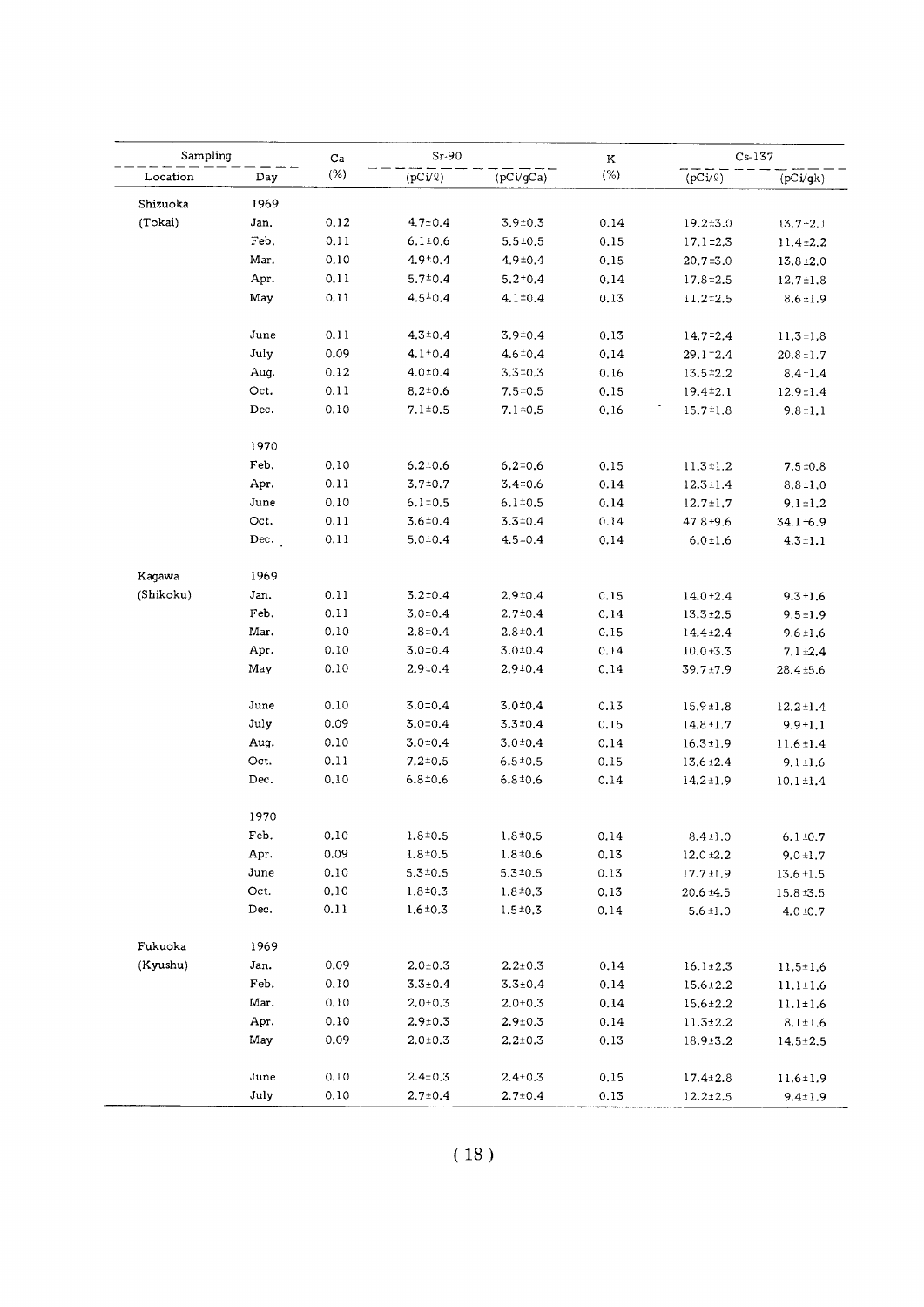| Sampling | | Ca | Sr-90 | | K | Cs-137 | |
|---|---|---|---|---|---|---|---|
| Location | Day | (%) | (pCi/ℓ) | (pCi/gCa) | (%) | (pCi/ℓ) | (pCi/gk) |
| Shizuoka | 1969 | | | | | | |
| (Tokai) | Jan. | 0.12 | 4.7±0.4 | 3.9±0.3 | 0.14 | 19.2±3.0 | 13.7±2.1 |
| | Feb. | 0.11 | 6.1±0.6 | 5.5±0.5 | 0.15 | 17.1±2.3 | 11.4±2.2 |
| | Mar. | 0.10 | 4.9±0.4 | 4.9±0.4 | 0.15 | 20.7±3.0 | 13.8±2.0 |
| | Apr. | 0.11 | 5.7±0.4 | 5.2±0.4 | 0.14 | 17.8±2.5 | 12.7±1.8 |
| | May | 0.11 | 4.5±0.4 | 4.1±0.4 | 0.13 | 11.2±2.5 | 8.6±1.9 |
| | June | 0.11 | 4.3±0.4 | 3.9±0.4 | 0.13 | 14.7±2.4 | 11.3±1.8 |
| | July | 0.09 | 4.1±0.4 | 4.6±0.4 | 0.14 | 29.1±2.4 | 20.8±1.7 |
| | Aug. | 0.12 | 4.0±0.4 | 3.3±0.3 | 0.16 | 13.5±2.2 | 8.4±1.4 |
| | Oct. | 0.11 | 8.2±0.6 | 7.5±0.5 | 0.15 | 19.4±2.1 | 12.9±1.4 |
| | Dec. | 0.10 | 7.1±0.5 | 7.1±0.5 | 0.16 | 15.7±1.8 | 9.8±1.1 |
| | 1970 | | | | | | |
| | Feb. | 0.10 | 6.2±0.6 | 6.2±0.6 | 0.15 | 11.3±1.2 | 7.5±0.8 |
| | Apr. | 0.11 | 3.7±0.7 | 3.4±0.6 | 0.14 | 12.3±1.4 | 8.8±1.0 |
| | June | 0.10 | 6.1±0.5 | 6.1±0.5 | 0.14 | 12.7±1.7 | 9.1±1.2 |
| | Oct. | 0.11 | 3.6±0.4 | 3.3±0.4 | 0.14 | 47.8±9.6 | 34.1±6.9 |
| | Dec. | 0.11 | 5.0±0.4 | 4.5±0.4 | 0.14 | 6.0±1.6 | 4.3±1.1 |
| Kagawa | 1969 | | | | | | |
| (Shikoku) | Jan. | 0.11 | 3.2±0.4 | 2.9±0.4 | 0.15 | 14.0±2.4 | 9.3±1.6 |
| | Feb. | 0.11 | 3.0±0.4 | 2.7±0.4 | 0.14 | 13.3±2.5 | 9.5±1.9 |
| | Mar. | 0.10 | 2.8±0.4 | 2.8±0.4 | 0.15 | 14.4±2.4 | 9.6±1.6 |
| | Apr. | 0.10 | 3.0±0.4 | 3.0±0.4 | 0.14 | 10.0±3.3 | 7.1±2.4 |
| | May | 0.10 | 2.9±0.4 | 2.9±0.4 | 0.14 | 39.7±7.9 | 28.4±5.6 |
| | June | 0.10 | 3.0±0.4 | 3.0±0.4 | 0.13 | 15.9±1.8 | 12.2±1.4 |
| | July | 0.09 | 3.0±0.4 | 3.3±0.4 | 0.15 | 14.8±1.7 | 9.9±1.1 |
| | Aug. | 0.10 | 3.0±0.4 | 3.0±0.4 | 0.14 | 16.3±1.9 | 11.6±1.4 |
| | Oct. | 0.11 | 7.2±0.5 | 6.5±0.5 | 0.15 | 13.6±2.4 | 9.1±1.6 |
| | Dec. | 0.10 | 6.8±0.6 | 6.8±0.6 | 0.14 | 14.2±1.9 | 10.1±1.4 |
| | 1970 | | | | | | |
| | Feb. | 0.10 | 1.8±0.5 | 1.8±0.5 | 0.14 | 8.4±1.0 | 6.1±0.7 |
| | Apr. | 0.09 | 1.8±0.5 | 1.8±0.6 | 0.13 | 12.0±2.2 | 9.0±1.7 |
| | June | 0.10 | 5.3±0.5 | 5.3±0.5 | 0.13 | 17.7±1.9 | 13.6±1.5 |
| | Oct. | 0.10 | 1.8±0.3 | 1.8±0.3 | 0.13 | 20.6±4.5 | 15.8±3.5 |
| | Dec. | 0.11 | 1.6±0.3 | 1.5±0.3 | 0.14 | 5.6±1.0 | 4.0±0.7 |
| Fukuoka | 1969 | | | | | | |
| (Kyushu) | Jan. | 0.09 | 2.0±0.3 | 2.2±0.3 | 0.14 | 16.1±2.3 | 11.5±1.6 |
| | Feb. | 0.10 | 3.3±0.4 | 3.3±0.4 | 0.14 | 15.6±2.2 | 11.1±1.6 |
| | Mar. | 0.10 | 2.0±0.3 | 2.0±0.3 | 0.14 | 15.6±2.2 | 11.1±1.6 |
| | Apr. | 0.10 | 2.9±0.3 | 2.9±0.3 | 0.14 | 11.3±2.2 | 8.1±1.6 |
| | May | 0.09 | 2.0±0.3 | 2.2±0.3 | 0.13 | 18.9±3.2 | 14.5±2.5 |
| | June | 0.10 | 2.4±0.3 | 2.4±0.3 | 0.15 | 17.4±2.8 | 11.6±1.9 |
| | July | 0.10 | 2.7±0.4 | 2.7±0.4 | 0.13 | 12.2±2.5 | 9.4±1.9 |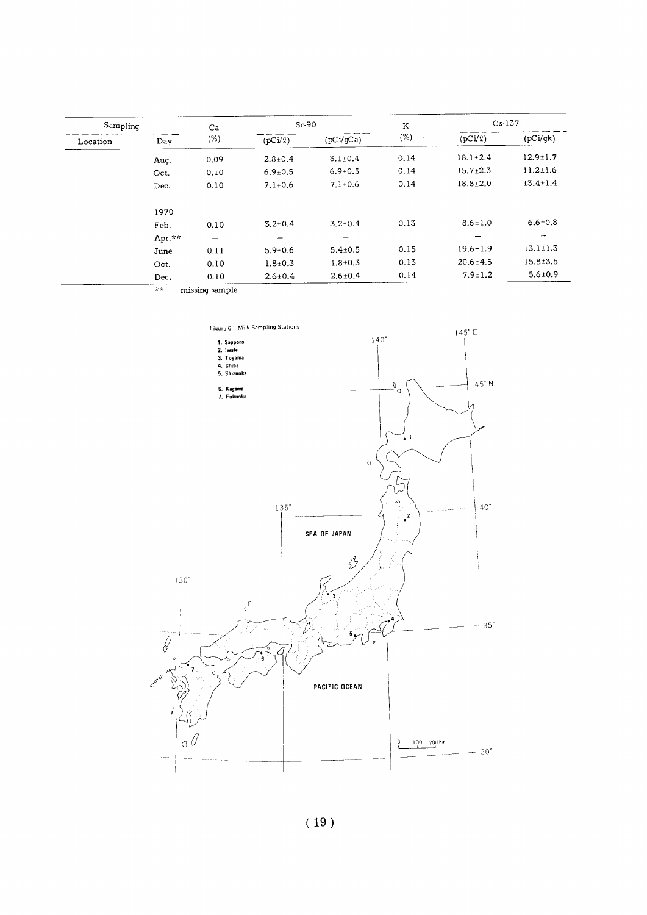| Sampling | | Ca | Sr-90 | | K | Cs-137 | |
|---|---|---|---|---|---|---|---|
| Location | Day | (%) | (pCi/ℓ) | (pCi/gCa) | (%) | (pCi/ℓ) | (pCi/gk) |
| | Aug. | 0.09 | 2.8±0.4 | 3.1±0.4 | 0.14 | 18.1±2.4 | 12.9±1.7 |
| | Oct. | 0.10 | 6.9±0.5 | 6.9±0.5 | 0.14 | 15.7±2.3 | 11.2±1.6 |
| | Dec. | 0.10 | 7.1±0.6 | 7.1±0.6 | 0.14 | 18.8±2.0 | 13.4±1.4 |
| | 1970 | | | | | | |
| | Feb. | 0.10 | 3.2±0.4 | 3.2±0.4 | 0.13 | 8.6±1.0 | 6.6±0.8 |
| | Apr.** | — | — | — | — | — | — |
| | June | 0.11 | 5.9±0.6 | 5.4±0.5 | 0.15 | 19.6±1.9 | 13.1±1.3 |
| | Oct. | 0.10 | 1.8±0.3 | 1.8±0.3 | 0.13 | 20.6±4.5 | 15.8±3.5 |
| | Dec. | 0.10 | 2.6±0.4 | 2.6±0.4 | 0.14 | 7.9±1.2 | 5.6±0.9 |

** missing sample

Figure 6 Milk Sampling Stations

1. Sapporo
2. Iwate
3. Toyama
4. Chiba
5. Shizuoka
6. Kagawa
7. Fukuoka

145° E
140°
45° N
40°
135°
SEA OF JAPAN
130°
35°
PACIFIC OCEAN
0 100 200Km
30°